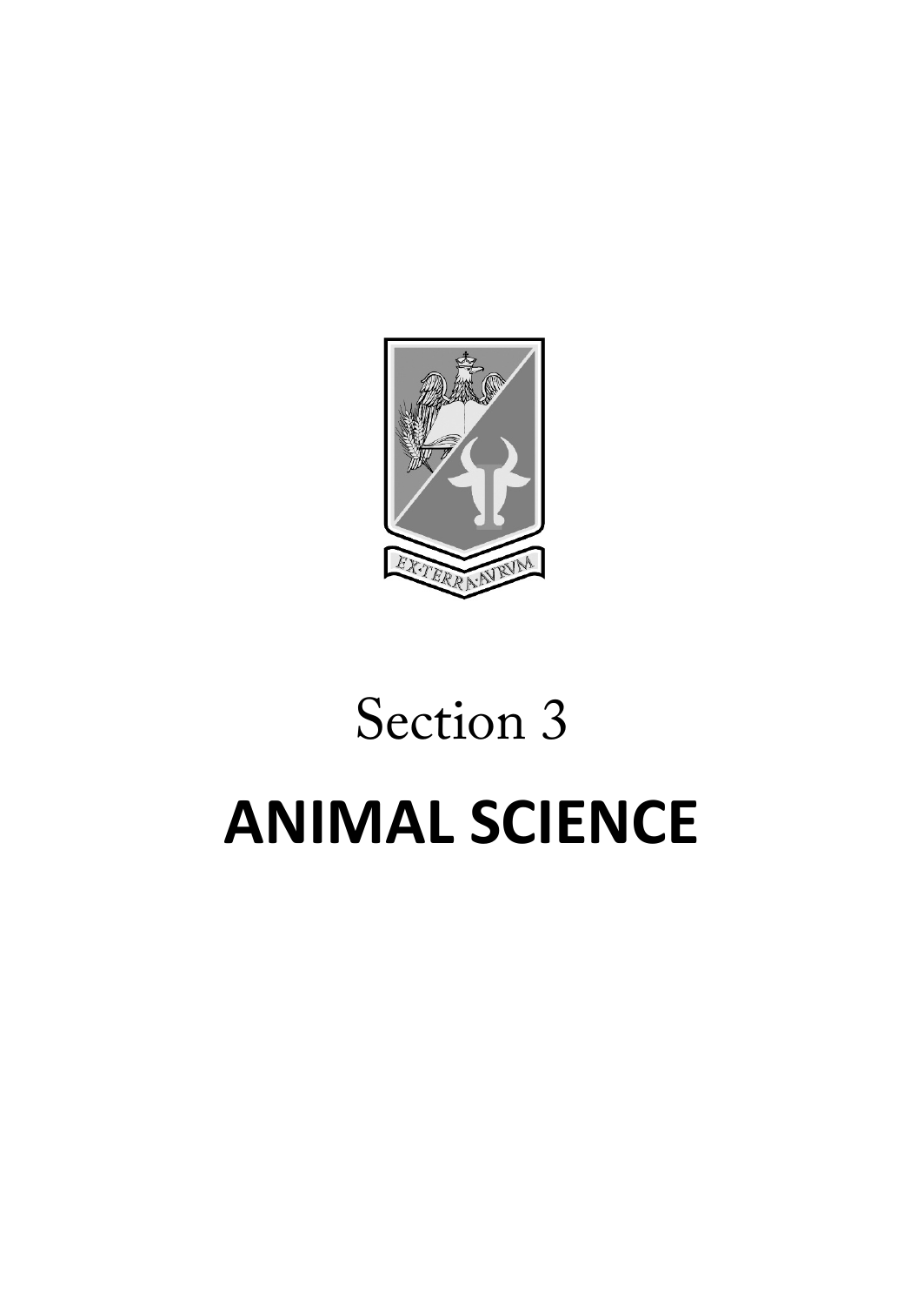EX·TERRA·AVRVM

Section 3

# ANIMAL SCIENCE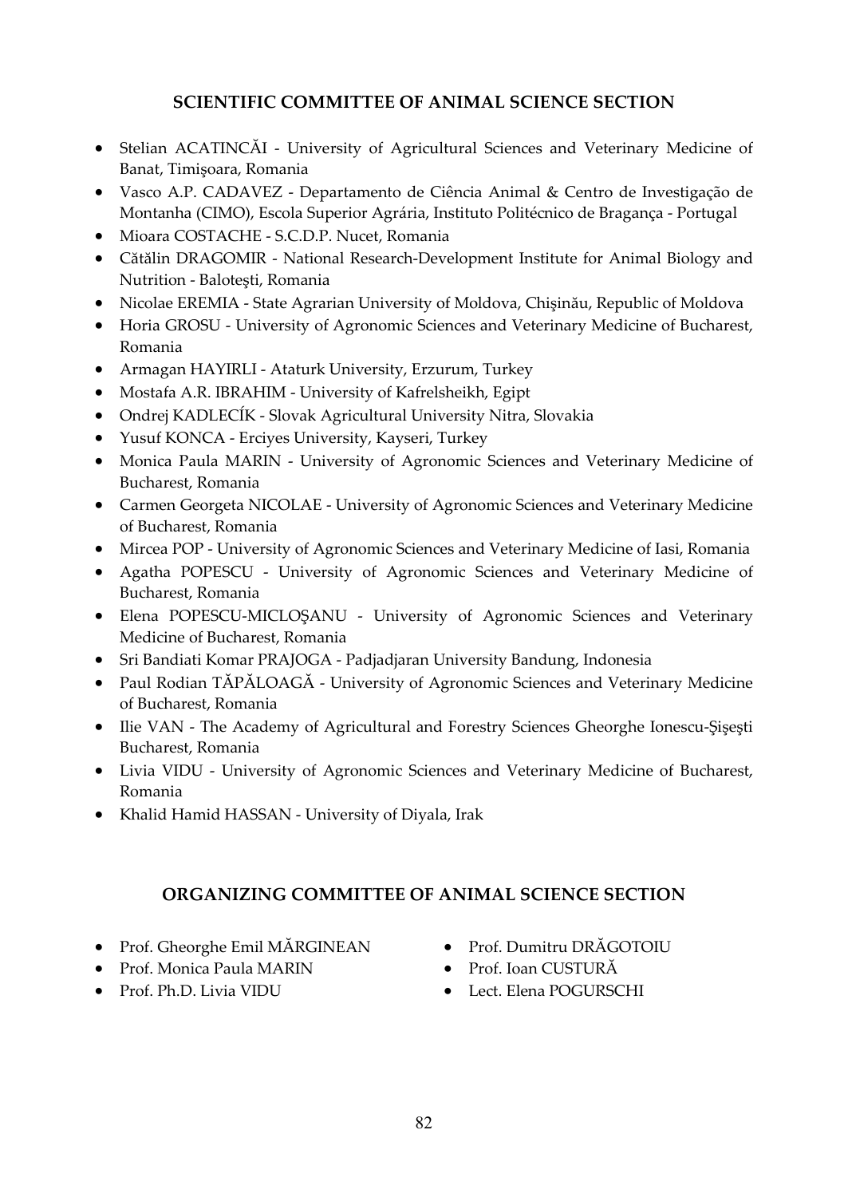## SCIENTIFIC COMMITTEE OF ANIMAL SCIENCE SECTION

- Stelian ACATINCĂI - University of Agricultural Sciences and Veterinary Medicine of Banat, Timişoara, Romania
- Vasco A.P. CADAVEZ - Departamento de Ciência Animal & Centro de Investigação de Montanha (CIMO), Escola Superior Agrária, Instituto Politécnico de Bragança - Portugal
- Mioara COSTACHE - S.C.D.P. Nucet, Romania
- Cătălin DRAGOMIR - National Research-Development Institute for Animal Biology and Nutrition - Baloteşti, Romania
- Nicolae EREMIA - State Agrarian University of Moldova, Chişinău, Republic of Moldova
- Horia GROSU - University of Agronomic Sciences and Veterinary Medicine of Bucharest, Romania
- Armagan HAYIRLI - Ataturk University, Erzurum, Turkey
- Mostafa A.R. IBRAHIM - University of Kafrelsheikh, Egipt
- Ondrej KADLECÍK - Slovak Agricultural University Nitra, Slovakia
- Yusuf KONCA - Erciyes University, Kayseri, Turkey
- Monica Paula MARIN - University of Agronomic Sciences and Veterinary Medicine of Bucharest, Romania
- Carmen Georgeta NICOLAE - University of Agronomic Sciences and Veterinary Medicine of Bucharest, Romania
- Mircea POP - University of Agronomic Sciences and Veterinary Medicine of Iasi, Romania
- Agatha POPESCU - University of Agronomic Sciences and Veterinary Medicine of Bucharest, Romania
- Elena POPESCU-MICLOŞANU - University of Agronomic Sciences and Veterinary Medicine of Bucharest, Romania
- Sri Bandiati Komar PRAJOGA - Padjadjaran University Bandung, Indonesia
- Paul Rodian TĂPĂLOAGĂ - University of Agronomic Sciences and Veterinary Medicine of Bucharest, Romania
- Ilie VAN - The Academy of Agricultural and Forestry Sciences Gheorghe Ionescu-Şişeşti Bucharest, Romania
- Livia VIDU - University of Agronomic Sciences and Veterinary Medicine of Bucharest, Romania
- Khalid Hamid HASSAN - University of Diyala, Irak

## ORGANIZING COMMITTEE OF ANIMAL SCIENCE SECTION

- Prof. Gheorghe Emil MĂRGINEAN
- Prof. Monica Paula MARIN
- Prof. Ph.D. Livia VIDU
- Prof. Dumitru DRĂGOTOIU
- Prof. Ioan CUSTURĂ
- Lect. Elena POGURSCHI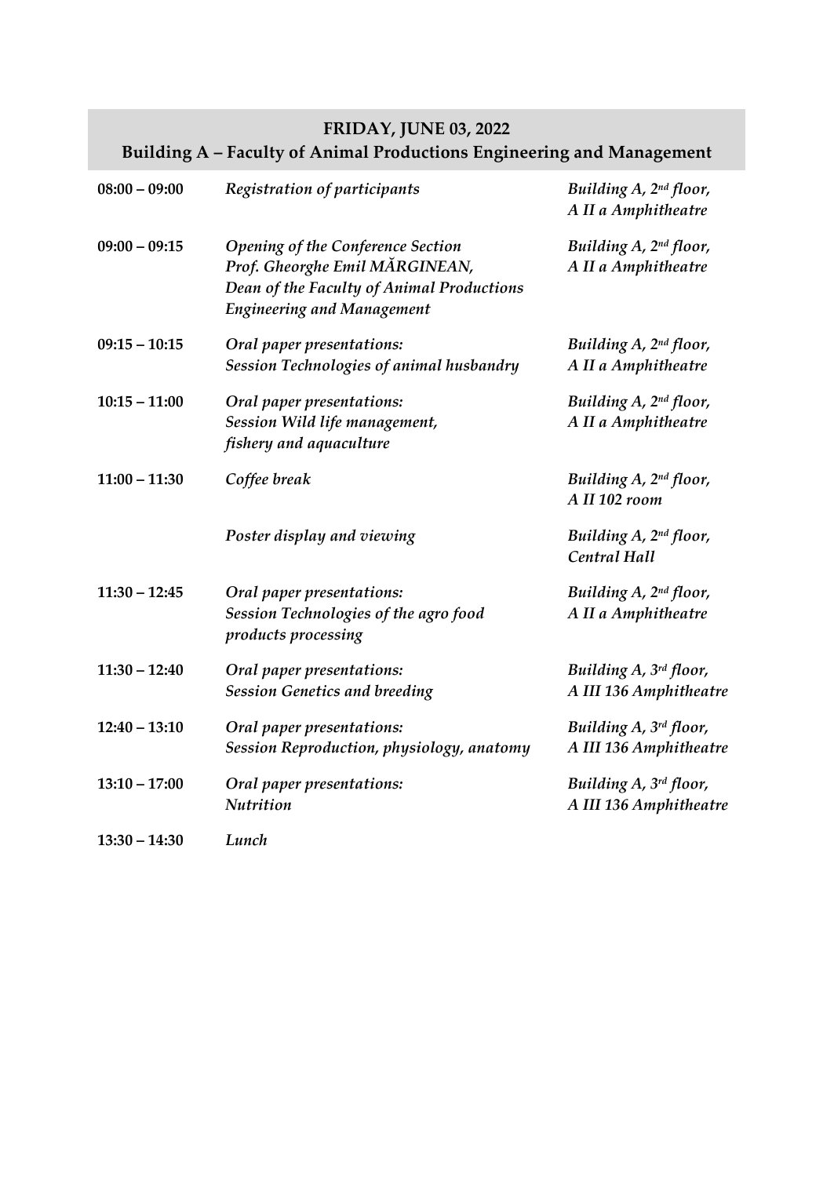## FRIDAY, JUNE 03, 2022
## Building A – Faculty of Animal Productions Engineering and Management

| | | |
|---|---|---|
| **08:00 – 09:00** | *Registration of participants* | *Building A, 2nd floor, A II a Amphitheatre* |
| **09:00 – 09:15** | *Opening of the Conference Section*<br>*Prof. Gheorghe Emil MĂRGINEAN,*<br>*Dean of the Faculty of Animal Productions Engineering and Management* | *Building A, 2nd floor, A II a Amphitheatre* |
| **09:15 – 10:15** | *Oral paper presentations:*<br>*Session Technologies of animal husbandry* | *Building A, 2nd floor, A II a Amphitheatre* |
| **10:15 – 11:00** | *Oral paper presentations:*<br>*Session Wild life management, fishery and aquaculture* | *Building A, 2nd floor, A II a Amphitheatre* |
| **11:00 – 11:30** | *Coffee break* | *Building A, 2nd floor, A II 102 room* |
| | *Poster display and viewing* | *Building A, 2nd floor, Central Hall* |
| **11:30 – 12:45** | *Oral paper presentations:*<br>*Session Technologies of the agro food products processing* | *Building A, 2nd floor, A II a Amphitheatre* |
| **11:30 – 12:40** | *Oral paper presentations:*<br>*Session Genetics and breeding* | *Building A, 3rd floor, A III 136 Amphitheatre* |
| **12:40 – 13:10** | *Oral paper presentations:*<br>*Session Reproduction, physiology, anatomy* | *Building A, 3rd floor, A III 136 Amphitheatre* |
| **13:10 – 17:00** | *Oral paper presentations:*<br>*Nutrition* | *Building A, 3rd floor, A III 136 Amphitheatre* |
| **13:30 – 14:30** | *Lunch* | |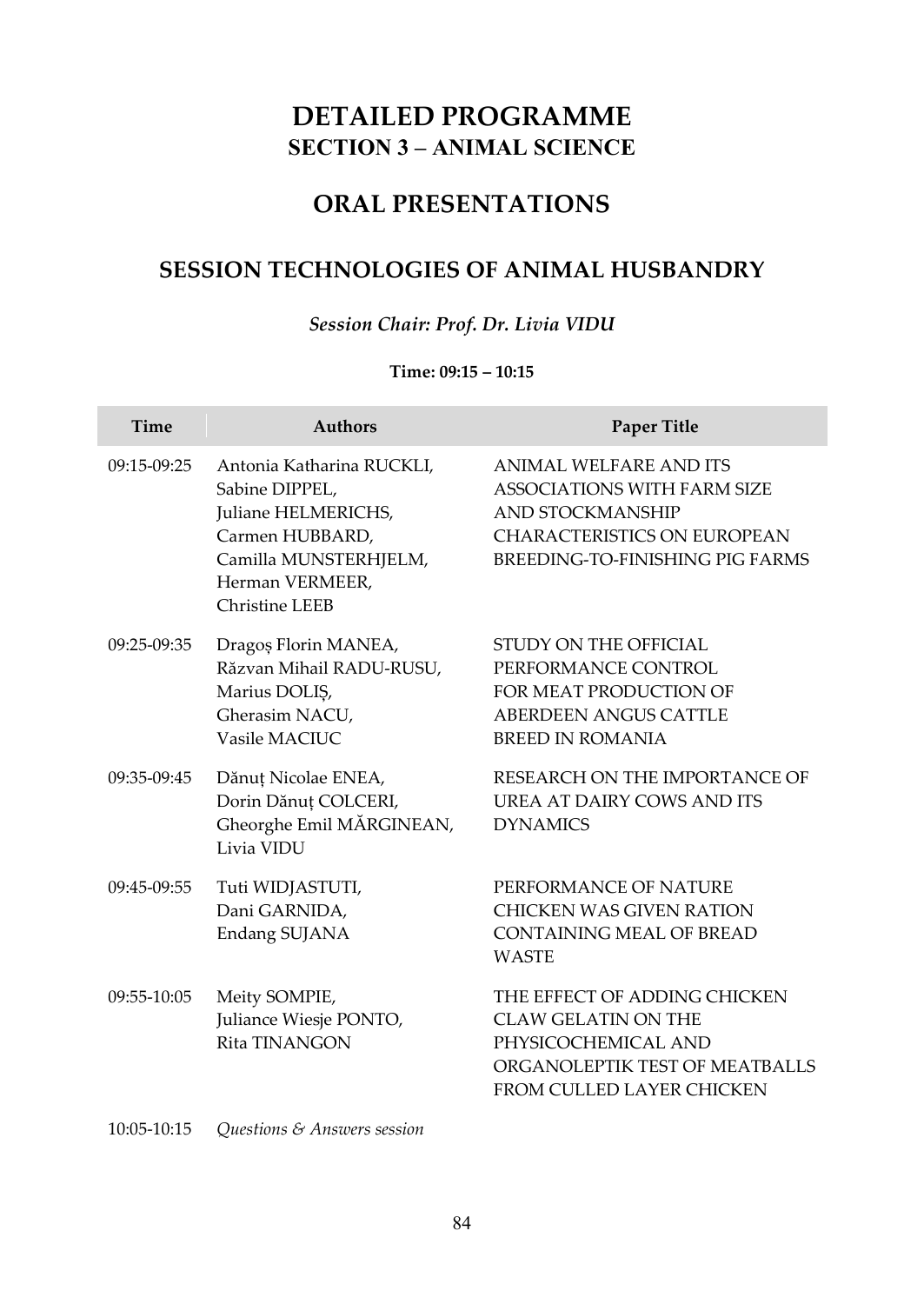# DETAILED PROGRAMME

## SECTION 3 – ANIMAL SCIENCE

## ORAL PRESENTATIONS

## SESSION TECHNOLOGIES OF ANIMAL HUSBANDRY

*Session Chair: Prof. Dr. Livia VIDU*

**Time: 09:15 – 10:15**

| Time | Authors | Paper Title |
|---|---|---|
| 09:15-09:25 | Antonia Katharina RUCKLI, Sabine DIPPEL, Juliane HELMERICHS, Carmen HUBBARD, Camilla MUNSTERHJELM, Herman VERMEER, Christine LEEB | ANIMAL WELFARE AND ITS ASSOCIATIONS WITH FARM SIZE AND STOCKMANSHIP CHARACTERISTICS ON EUROPEAN BREEDING-TO-FINISHING PIG FARMS |
| 09:25-09:35 | Dragoș Florin MANEA, Răzvan Mihail RADU-RUSU, Marius DOLIȘ, Gherasim NACU, Vasile MACIUC | STUDY ON THE OFFICIAL PERFORMANCE CONTROL FOR MEAT PRODUCTION OF ABERDEEN ANGUS CATTLE BREED IN ROMANIA |
| 09:35-09:45 | Dănuț Nicolae ENEA, Dorin Dănuț COLCERI, Gheorghe Emil MĂRGINEAN, Livia VIDU | RESEARCH ON THE IMPORTANCE OF UREA AT DAIRY COWS AND ITS DYNAMICS |
| 09:45-09:55 | Tuti WIDJASTUTI, Dani GARNIDA, Endang SUJANA | PERFORMANCE OF NATURE CHICKEN WAS GIVEN RATION CONTAINING MEAL OF BREAD WASTE |
| 09:55-10:05 | Meity SOMPIE, Juliance Wiesje PONTO, Rita TINANGON | THE EFFECT OF ADDING CHICKEN CLAW GELATIN ON THE PHYSICOCHEMICAL AND ORGANOLEPTIK TEST OF MEATBALLS FROM CULLED LAYER CHICKEN |
| 10:05-10:15 | *Questions & Answers session* | |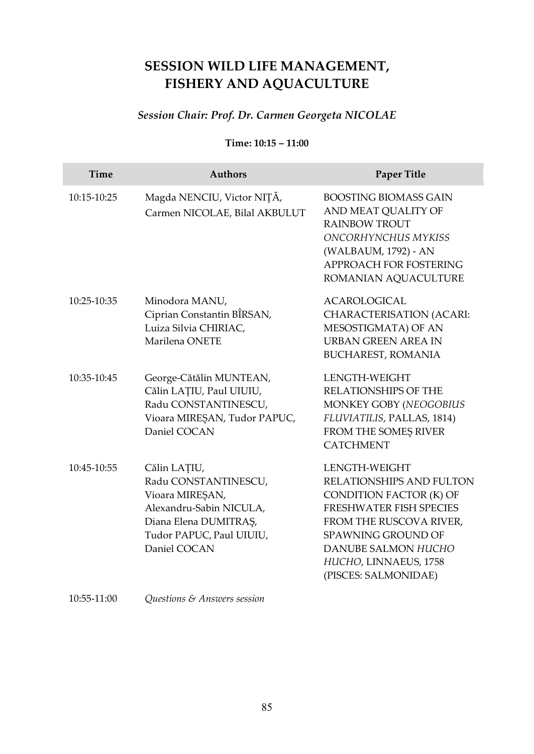# SESSION WILD LIFE MANAGEMENT, FISHERY AND AQUACULTURE

*Session Chair: Prof. Dr. Carmen Georgeta NICOLAE*

**Time: 10:15 – 11:00**

| Time | Authors | Paper Title |
|---|---|---|
| 10:15-10:25 | Magda NENCIU, Victor NIȚĂ, Carmen NICOLAE, Bilal AKBULUT | BOOSTING BIOMASS GAIN AND MEAT QUALITY OF RAINBOW TROUT *ONCORHYNCHUS MYKISS* (WALBAUM, 1792) - AN APPROACH FOR FOSTERING ROMANIAN AQUACULTURE |
| 10:25-10:35 | Minodora MANU, Ciprian Constantin BÎRSAN, Luiza Silvia CHIRIAC, Marilena ONETE | ACAROLOGICAL CHARACTERISATION (ACARI: MESOSTIGMATA) OF AN URBAN GREEN AREA IN BUCHAREST, ROMANIA |
| 10:35-10:45 | George-Cătălin MUNTEAN, Călin LAȚIU, Paul UIUIU, Radu CONSTANTINESCU, Vioara MIREȘAN, Tudor PAPUC, Daniel COCAN | LENGTH-WEIGHT RELATIONSHIPS OF THE MONKEY GOBY (*NEOGOBIUS FLUVIATILIS*, PALLAS, 1814) FROM THE SOMEȘ RIVER CATCHMENT |
| 10:45-10:55 | Călin LAȚIU, Radu CONSTANTINESCU, Vioara MIREȘAN, Alexandru-Sabin NICULA, Diana Elena DUMITRAȘ, Tudor PAPUC, Paul UIUIU, Daniel COCAN | LENGTH-WEIGHT RELATIONSHIPS AND FULTON CONDITION FACTOR (K) OF FRESHWATER FISH SPECIES FROM THE RUSCOVA RIVER, SPAWNING GROUND OF DANUBE SALMON *HUCHO HUCHO*, LINNAEUS, 1758 (PISCES: SALMONIDAE) |
| 10:55-11:00 | *Questions & Answers session* | |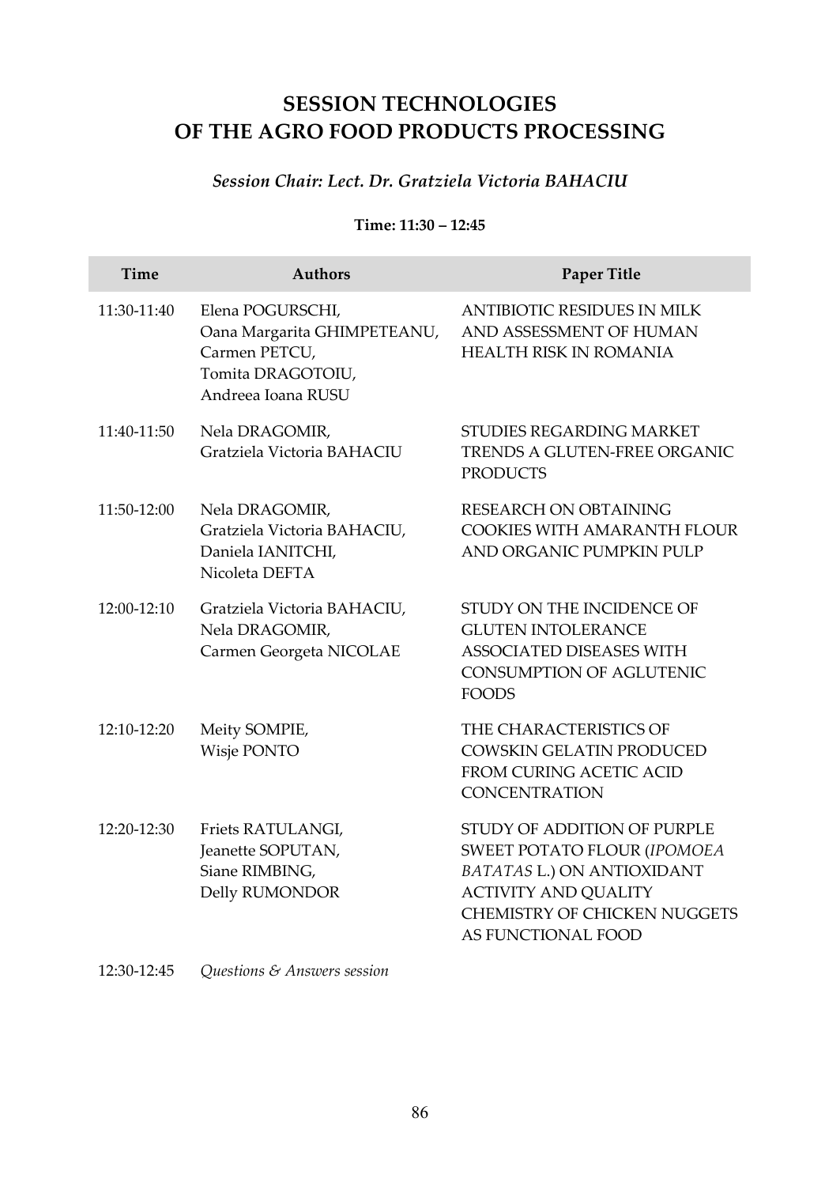# SESSION TECHNOLOGIES OF THE AGRO FOOD PRODUCTS PROCESSING

*Session Chair: Lect. Dr. Gratziela Victoria BAHACIU*

**Time: 11:30 – 12:45**

| Time | Authors | Paper Title |
|---|---|---|
| 11:30-11:40 | Elena POGURSCHI, Oana Margarita GHIMPETEANU, Carmen PETCU, Tomita DRAGOTOIU, Andreea Ioana RUSU | ANTIBIOTIC RESIDUES IN MILK AND ASSESSMENT OF HUMAN HEALTH RISK IN ROMANIA |
| 11:40-11:50 | Nela DRAGOMIR, Gratziela Victoria BAHACIU | STUDIES REGARDING MARKET TRENDS A GLUTEN-FREE ORGANIC PRODUCTS |
| 11:50-12:00 | Nela DRAGOMIR, Gratziela Victoria BAHACIU, Daniela IANITCHI, Nicoleta DEFTA | RESEARCH ON OBTAINING COOKIES WITH AMARANTH FLOUR AND ORGANIC PUMPKIN PULP |
| 12:00-12:10 | Gratziela Victoria BAHACIU, Nela DRAGOMIR, Carmen Georgeta NICOLAE | STUDY ON THE INCIDENCE OF GLUTEN INTOLERANCE ASSOCIATED DISEASES WITH CONSUMPTION OF AGLUTENIC FOODS |
| 12:10-12:20 | Meity SOMPIE, Wisje PONTO | THE CHARACTERISTICS OF COWSKIN GELATIN PRODUCED FROM CURING ACETIC ACID CONCENTRATION |
| 12:20-12:30 | Friets RATULANGI, Jeanette SOPUTAN, Siane RIMBING, Delly RUMONDOR | STUDY OF ADDITION OF PURPLE SWEET POTATO FLOUR (*IPOMOEA BATATAS* L.) ON ANTIOXIDANT ACTIVITY AND QUALITY CHEMISTRY OF CHICKEN NUGGETS AS FUNCTIONAL FOOD |
| 12:30-12:45 | *Questions & Answers session* | |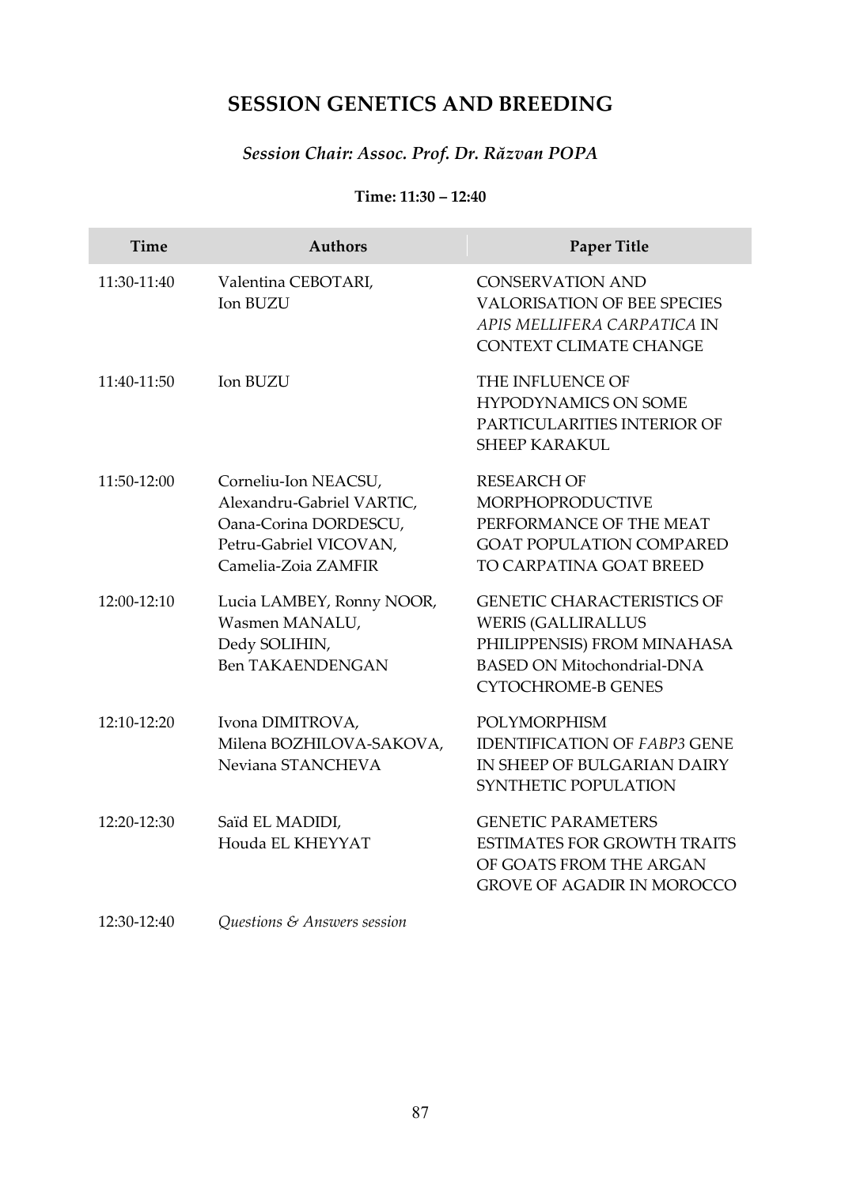# SESSION GENETICS AND BREEDING

*Session Chair: Assoc. Prof. Dr. Răzvan POPA*

**Time: 11:30 – 12:40**

| Time | Authors | Paper Title |
|---|---|---|
| 11:30-11:40 | Valentina CEBOTARI, Ion BUZU | CONSERVATION AND VALORISATION OF BEE SPECIES *APIS MELLIFERA CARPATICA* IN CONTEXT CLIMATE CHANGE |
| 11:40-11:50 | Ion BUZU | THE INFLUENCE OF HYPODYNAMICS ON SOME PARTICULARITIES INTERIOR OF SHEEP KARAKUL |
| 11:50-12:00 | Corneliu-Ion NEACSU, Alexandru-Gabriel VARTIC, Oana-Corina DORDESCU, Petru-Gabriel VICOVAN, Camelia-Zoia ZAMFIR | RESEARCH OF MORPHOPRODUCTIVE PERFORMANCE OF THE MEAT GOAT POPULATION COMPARED TO CARPATINA GOAT BREED |
| 12:00-12:10 | Lucia LAMBEY, Ronny NOOR, Wasmen MANALU, Dedy SOLIHIN, Ben TAKAENDENGAN | GENETIC CHARACTERISTICS OF WERIS (GALLIRALLUS PHILIPPENSIS) FROM MINAHASA BASED ON Mitochondrial-DNA CYTOCHROME-B GENES |
| 12:10-12:20 | Ivona DIMITROVA, Milena BOZHILOVA-SAKOVA, Neviana STANCHEVA | POLYMORPHISM IDENTIFICATION OF *FABP3* GENE IN SHEEP OF BULGARIAN DAIRY SYNTHETIC POPULATION |
| 12:20-12:30 | Saïd EL MADIDI, Houda EL KHEYYAT | GENETIC PARAMETERS ESTIMATES FOR GROWTH TRAITS OF GOATS FROM THE ARGAN GROVE OF AGADIR IN MOROCCO |
| 12:30-12:40 | *Questions & Answers session* | |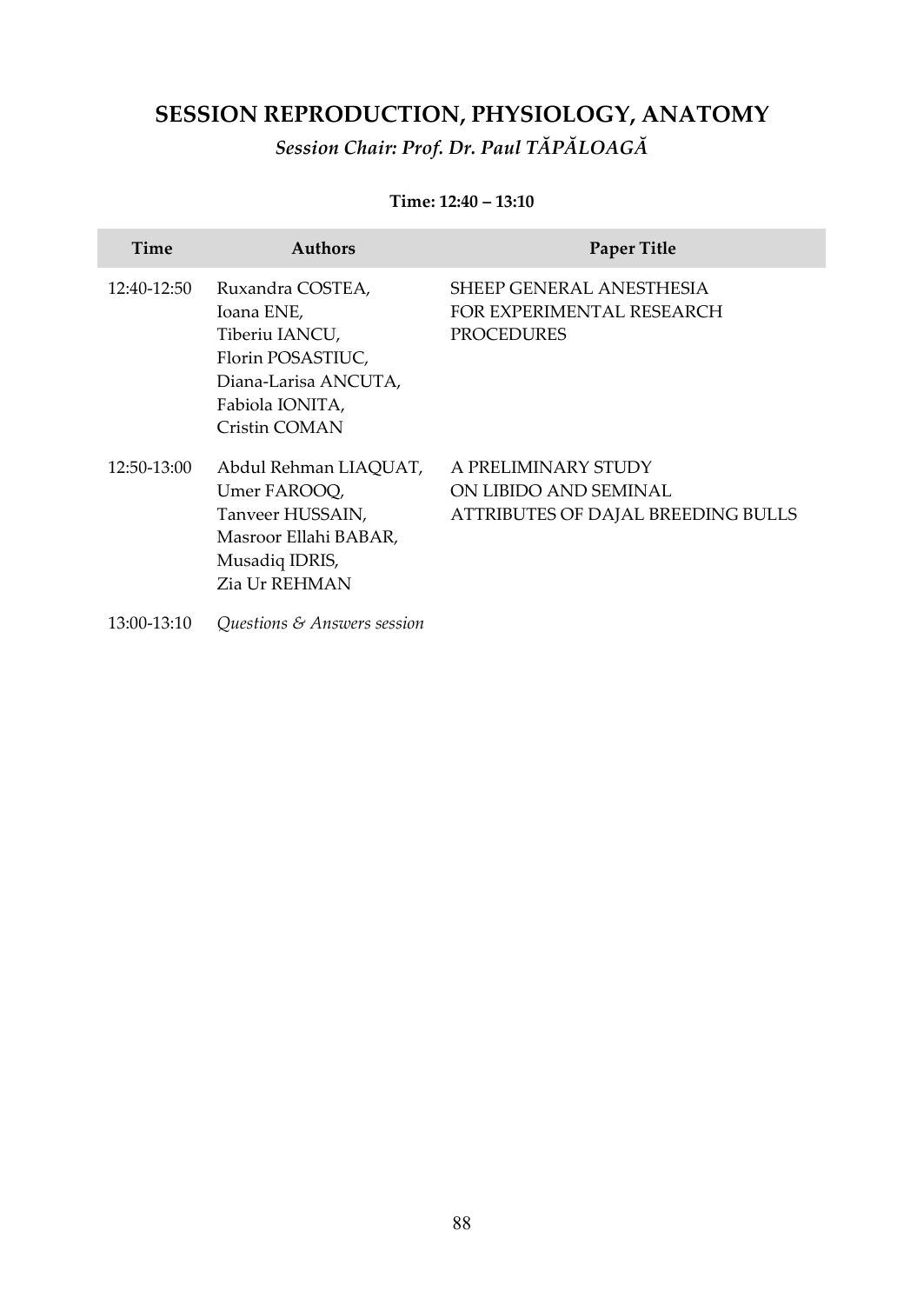## SESSION REPRODUCTION, PHYSIOLOGY, ANATOMY

*Session Chair: Prof. Dr. Paul TĂPĂLOAGĂ*

**Time: 12:40 – 13:10**

| Time | Authors | Paper Title |
|---|---|---|
| 12:40-12:50 | Ruxandra COSTEA, Ioana ENE, Tiberiu IANCU, Florin POSASTIUC, Diana-Larisa ANCUTA, Fabiola IONITA, Cristin COMAN | SHEEP GENERAL ANESTHESIA FOR EXPERIMENTAL RESEARCH PROCEDURES |
| 12:50-13:00 | Abdul Rehman LIAQUAT, Umer FAROOQ, Tanveer HUSSAIN, Masroor Ellahi BABAR, Musadiq IDRIS, Zia Ur REHMAN | A PRELIMINARY STUDY ON LIBIDO AND SEMINAL ATTRIBUTES OF DAJAL BREEDING BULLS |
| 13:00-13:10 | *Questions & Answers session* | |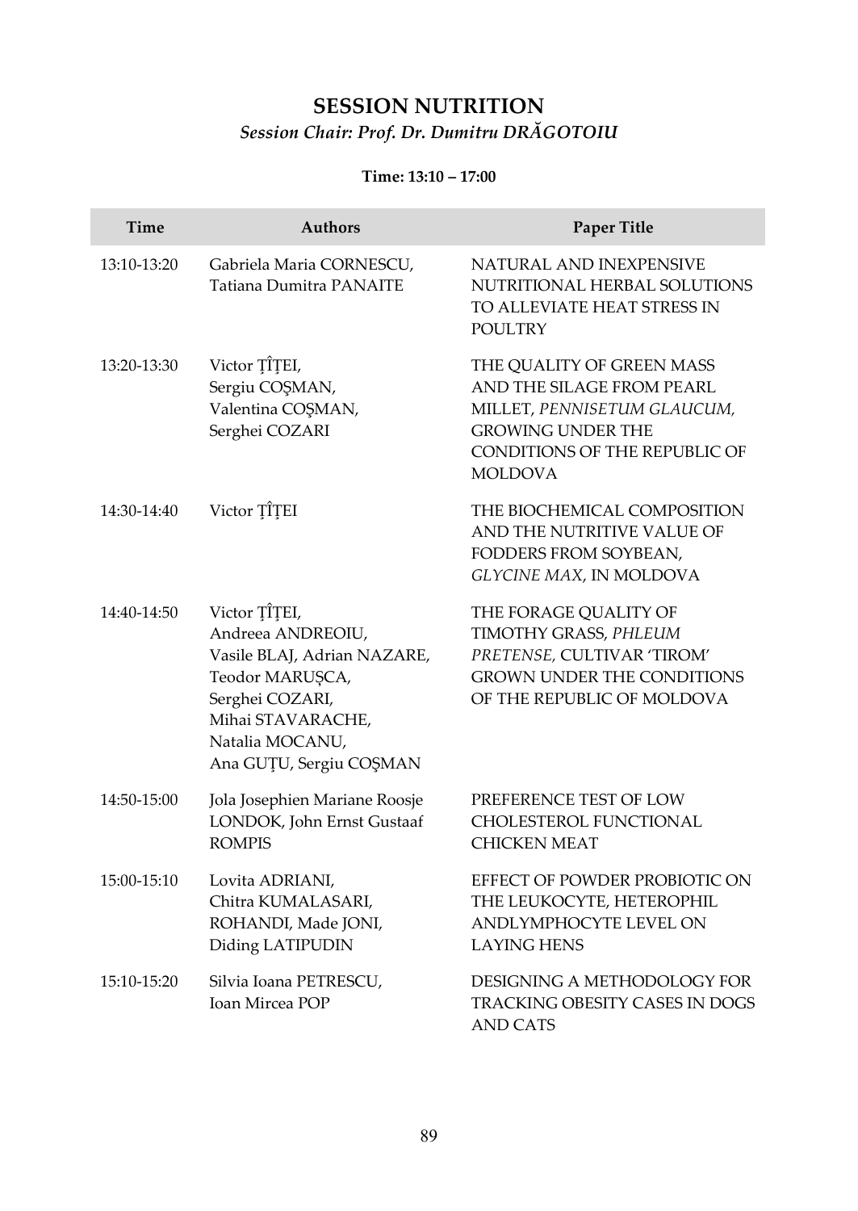## SESSION NUTRITION

*Session Chair: Prof. Dr. Dumitru DRĂGOTOIU*

**Time: 13:10 – 17:00**

| Time | Authors | Paper Title |
|---|---|---|
| 13:10-13:20 | Gabriela Maria CORNESCU, Tatiana Dumitra PANAITE | NATURAL AND INEXPENSIVE NUTRITIONAL HERBAL SOLUTIONS TO ALLEVIATE HEAT STRESS IN POULTRY |
| 13:20-13:30 | Victor ŢÎŢEI, Sergiu COŞMAN, Valentina COŞMAN, Serghei COZARI | THE QUALITY OF GREEN MASS AND THE SILAGE FROM PEARL MILLET, *PENNISETUM GLAUCUM*, GROWING UNDER THE CONDITIONS OF THE REPUBLIC OF MOLDOVA |
| 14:30-14:40 | Victor ŢÎŢEI | THE BIOCHEMICAL COMPOSITION AND THE NUTRITIVE VALUE OF FODDERS FROM SOYBEAN, *GLYCINE MAX*, IN MOLDOVA |
| 14:40-14:50 | Victor ŢÎŢEI, Andreea ANDREOIU, Vasile BLAJ, Adrian NAZARE, Teodor MARUȘCA, Serghei COZARI, Mihai STAVARACHE, Natalia MOCANU, Ana GUŢU, Sergiu COŞMAN | THE FORAGE QUALITY OF TIMOTHY GRASS, *PHLEUM PRETENSE*, CULTIVAR 'TIROM' GROWN UNDER THE CONDITIONS OF THE REPUBLIC OF MOLDOVA |
| 14:50-15:00 | Jola Josephien Mariane Roosje LONDOK, John Ernst Gustaaf ROMPIS | PREFERENCE TEST OF LOW CHOLESTEROL FUNCTIONAL CHICKEN MEAT |
| 15:00-15:10 | Lovita ADRIANI, Chitra KUMALASARI, ROHANDI, Made JONI, Diding LATIPUDIN | EFFECT OF POWDER PROBIOTIC ON THE LEUKOCYTE, HETEROPHIL ANDLYMPHOCYTE LEVEL ON LAYING HENS |
| 15:10-15:20 | Silvia Ioana PETRESCU, Ioan Mircea POP | DESIGNING A METHODOLOGY FOR TRACKING OBESITY CASES IN DOGS AND CATS |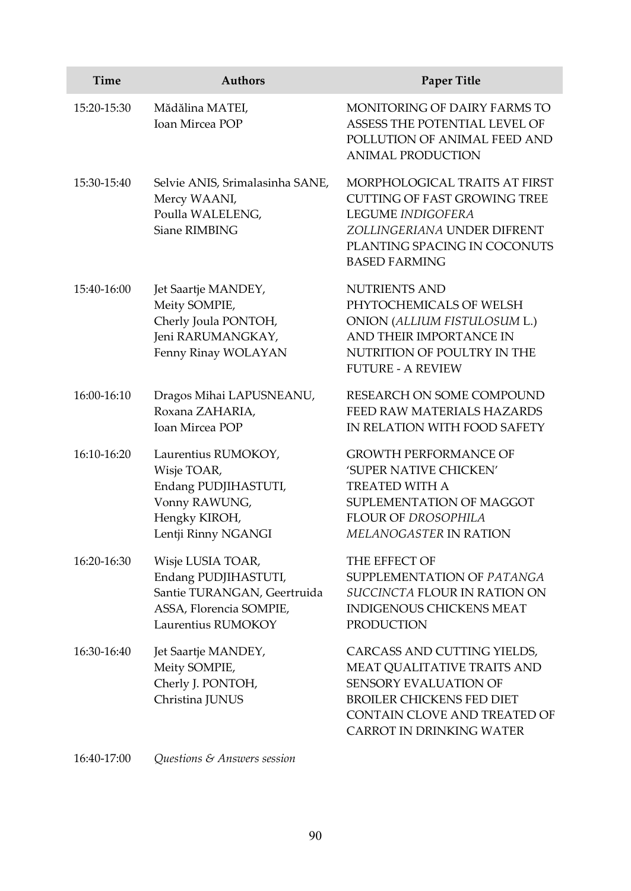| Time | Authors | Paper Title |
|---|---|---|
| 15:20-15:30 | Mădălina MATEI, Ioan Mircea POP | MONITORING OF DAIRY FARMS TO ASSESS THE POTENTIAL LEVEL OF POLLUTION OF ANIMAL FEED AND ANIMAL PRODUCTION |
| 15:30-15:40 | Selvie ANIS, Srimalasinha SANE, Mercy WAANI, Poulla WALELENG, Siane RIMBING | MORPHOLOGICAL TRAITS AT FIRST CUTTING OF FAST GROWING TREE LEGUME *INDIGOFERA ZOLLINGERIANA* UNDER DIFRENT PLANTING SPACING IN COCONUTS BASED FARMING |
| 15:40-16:00 | Jet Saartje MANDEY, Meity SOMPIE, Cherly Joula PONTOH, Jeni RARUMANGKAY, Fenny Rinay WOLAYAN | NUTRIENTS AND PHYTOCHEMICALS OF WELSH ONION (*ALLIUM FISTULOSUM* L.) AND THEIR IMPORTANCE IN NUTRITION OF POULTRY IN THE FUTURE - A REVIEW |
| 16:00-16:10 | Dragos Mihai LAPUSNEANU, Roxana ZAHARIA, Ioan Mircea POP | RESEARCH ON SOME COMPOUND FEED RAW MATERIALS HAZARDS IN RELATION WITH FOOD SAFETY |
| 16:10-16:20 | Laurentius RUMOKOY, Wisje TOAR, Endang PUDJIHASTUTI, Vonny RAWUNG, Hengky KIROH, Lentji Rinny NGANGI | GROWTH PERFORMANCE OF 'SUPER NATIVE CHICKEN' TREATED WITH A SUPLEMENTATION OF MAGGOT FLOUR OF *DROSOPHILA MELANOGASTER* IN RATION |
| 16:20-16:30 | Wisje LUSIA TOAR, Endang PUDJIHASTUTI, Santie TURANGAN, Geertruida ASSA, Florencia SOMPIE, Laurentius RUMOKOY | THE EFFECT OF SUPPLEMENTATION OF *PATANGA SUCCINCTA* FLOUR IN RATION ON INDIGENOUS CHICKENS MEAT PRODUCTION |
| 16:30-16:40 | Jet Saartje MANDEY, Meity SOMPIE, Cherly J. PONTOH, Christina JUNUS | CARCASS AND CUTTING YIELDS, MEAT QUALITATIVE TRAITS AND SENSORY EVALUATION OF BROILER CHICKENS FED DIET CONTAIN CLOVE AND TREATED OF CARROT IN DRINKING WATER |
| 16:40-17:00 | *Questions & Answers session* | |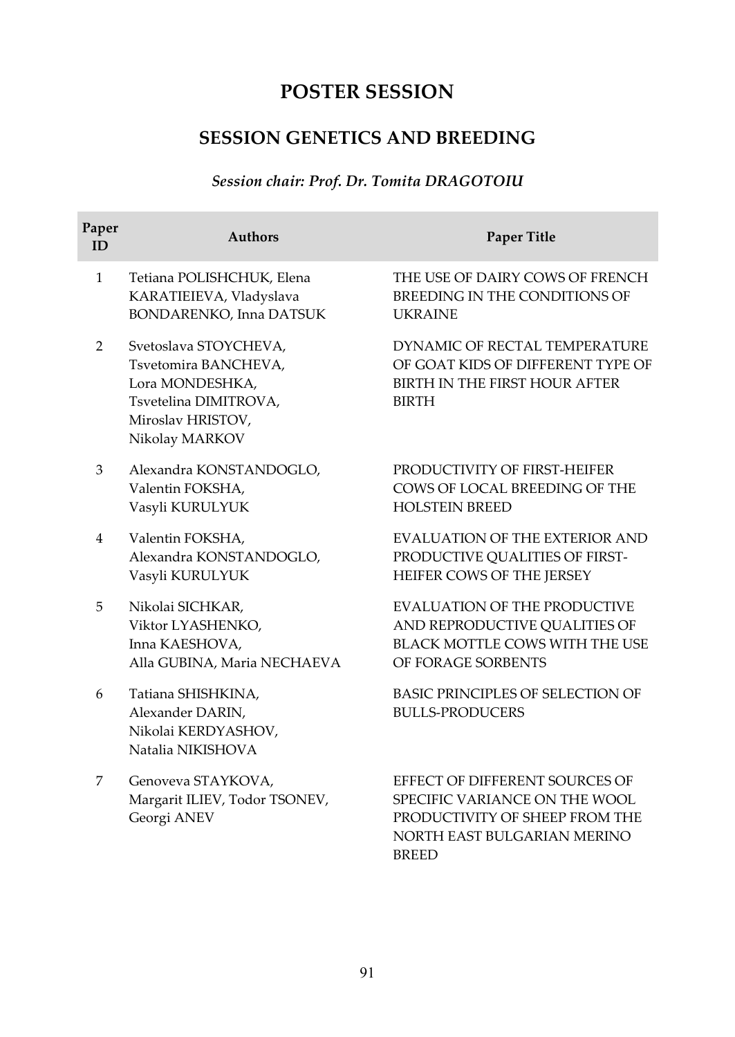# POSTER SESSION

## SESSION GENETICS AND BREEDING

*Session chair: Prof. Dr. Tomita DRAGOTOIU*

| Paper ID | Authors | Paper Title |
|---|---|---|
| 1 | Tetiana POLISHCHUK, Elena KARATIEIEVA, Vladyslava BONDARENKO, Inna DATSUK | THE USE OF DAIRY COWS OF FRENCH BREEDING IN THE CONDITIONS OF UKRAINE |
| 2 | Svetoslava STOYCHEVA, Tsvetomira BANCHEVA, Lora MONDESHKA, Tsvetelina DIMITROVA, Miroslav HRISTOV, Nikolay MARKOV | DYNAMIC OF RECTAL TEMPERATURE OF GOAT KIDS OF DIFFERENT TYPE OF BIRTH IN THE FIRST HOUR AFTER BIRTH |
| 3 | Alexandra KONSTANDOGLO, Valentin FOKSHA, Vasyli KURULYUK | PRODUCTIVITY OF FIRST-HEIFER COWS OF LOCAL BREEDING OF THE HOLSTEIN BREED |
| 4 | Valentin FOKSHA, Alexandra KONSTANDOGLO, Vasyli KURULYUK | EVALUATION OF THE EXTERIOR AND PRODUCTIVE QUALITIES OF FIRST-HEIFER COWS OF THE JERSEY |
| 5 | Nikolai SICHKAR, Viktor LYASHENKO, Inna KAESHOVA, Alla GUBINA, Maria NECHAEVA | EVALUATION OF THE PRODUCTIVE AND REPRODUCTIVE QUALITIES OF BLACK MOTTLE COWS WITH THE USE OF FORAGE SORBENTS |
| 6 | Tatiana SHISHKINA, Alexander DARIN, Nikolai KERDYASHOV, Natalia NIKISHOVA | BASIC PRINCIPLES OF SELECTION OF BULLS-PRODUCERS |
| 7 | Genoveva STAYKOVA, Margarit ILIEV, Todor TSONEV, Georgi ANEV | EFFECT OF DIFFERENT SOURCES OF SPECIFIC VARIANCE ON THE WOOL PRODUCTIVITY OF SHEEP FROM THE NORTH EAST BULGARIAN MERINO BREED |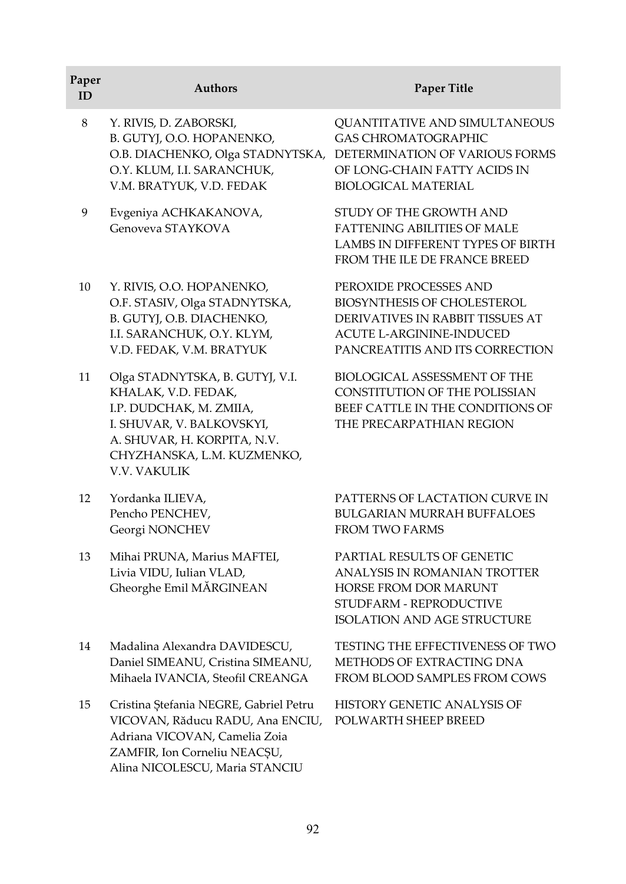| Paper ID | Authors | Paper Title |
|---|---|---|
| 8 | Y. RIVIS, D. ZABORSKI, B. GUTYJ, O.O. HOPANENKO, O.B. DIACHENKO, Olga STADNYTSKA, O.Y. KLUM, I.I. SARANCHUK, V.M. BRATYUK, V.D. FEDAK | QUANTITATIVE AND SIMULTANEOUS GAS CHROMATOGRAPHIC DETERMINATION OF VARIOUS FORMS OF LONG-CHAIN FATTY ACIDS IN BIOLOGICAL MATERIAL |
| 9 | Evgeniya ACHKAKANOVA, Genoveva STAYKOVA | STUDY OF THE GROWTH AND FATTENING ABILITIES OF MALE LAMBS IN DIFFERENT TYPES OF BIRTH FROM THE ILE DE FRANCE BREED |
| 10 | Y. RIVIS, O.O. HOPANENKO, O.F. STASIV, Olga STADNYTSKA, B. GUTYJ, O.B. DIACHENKO, I.I. SARANCHUK, O.Y. KLYM, V.D. FEDAK, V.M. BRATYUK | PEROXIDE PROCESSES AND BIOSYNTHESIS OF CHOLESTEROL DERIVATIVES IN RABBIT TISSUES AT ACUTE L-ARGININE-INDUCED PANCREATITIS AND ITS CORRECTION |
| 11 | Olga STADNYTSKA, B. GUTYJ, V.I. KHALAK, V.D. FEDAK, I.P. DUDCHAK, M. ZMIIA, I. SHUVAR, V. BALKOVSKYI, A. SHUVAR, H. KORPITA, N.V. CHYZHANSKA, L.M. KUZMENKO, V.V. VAKULIK | BIOLOGICAL ASSESSMENT OF THE CONSTITUTION OF THE POLISSIAN BEEF CATTLE IN THE CONDITIONS OF THE PRECARPATHIAN REGION |
| 12 | Yordanka ILIEVA, Pencho PENCHEV, Georgi NONCHEV | PATTERNS OF LACTATION CURVE IN BULGARIAN MURRAH BUFFALOES FROM TWO FARMS |
| 13 | Mihai PRUNA, Marius MAFTEI, Livia VIDU, Iulian VLAD, Gheorghe Emil MĂRGINEAN | PARTIAL RESULTS OF GENETIC ANALYSIS IN ROMANIAN TROTTER HORSE FROM DOR MARUNT STUDFARM - REPRODUCTIVE ISOLATION AND AGE STRUCTURE |
| 14 | Madalina Alexandra DAVIDESCU, Daniel SIMEANU, Cristina SIMEANU, Mihaela IVANCIA, Steofil CREANGA | TESTING THE EFFECTIVENESS OF TWO METHODS OF EXTRACTING DNA FROM BLOOD SAMPLES FROM COWS |
| 15 | Cristina Ștefania NEGRE, Gabriel Petru VICOVAN, Răducu RADU, Ana ENCIU, Adriana VICOVAN, Camelia Zoia ZAMFIR, Ion Corneliu NEACȘU, Alina NICOLESCU, Maria STANCIU | HISTORY GENETIC ANALYSIS OF POLWARTH SHEEP BREED |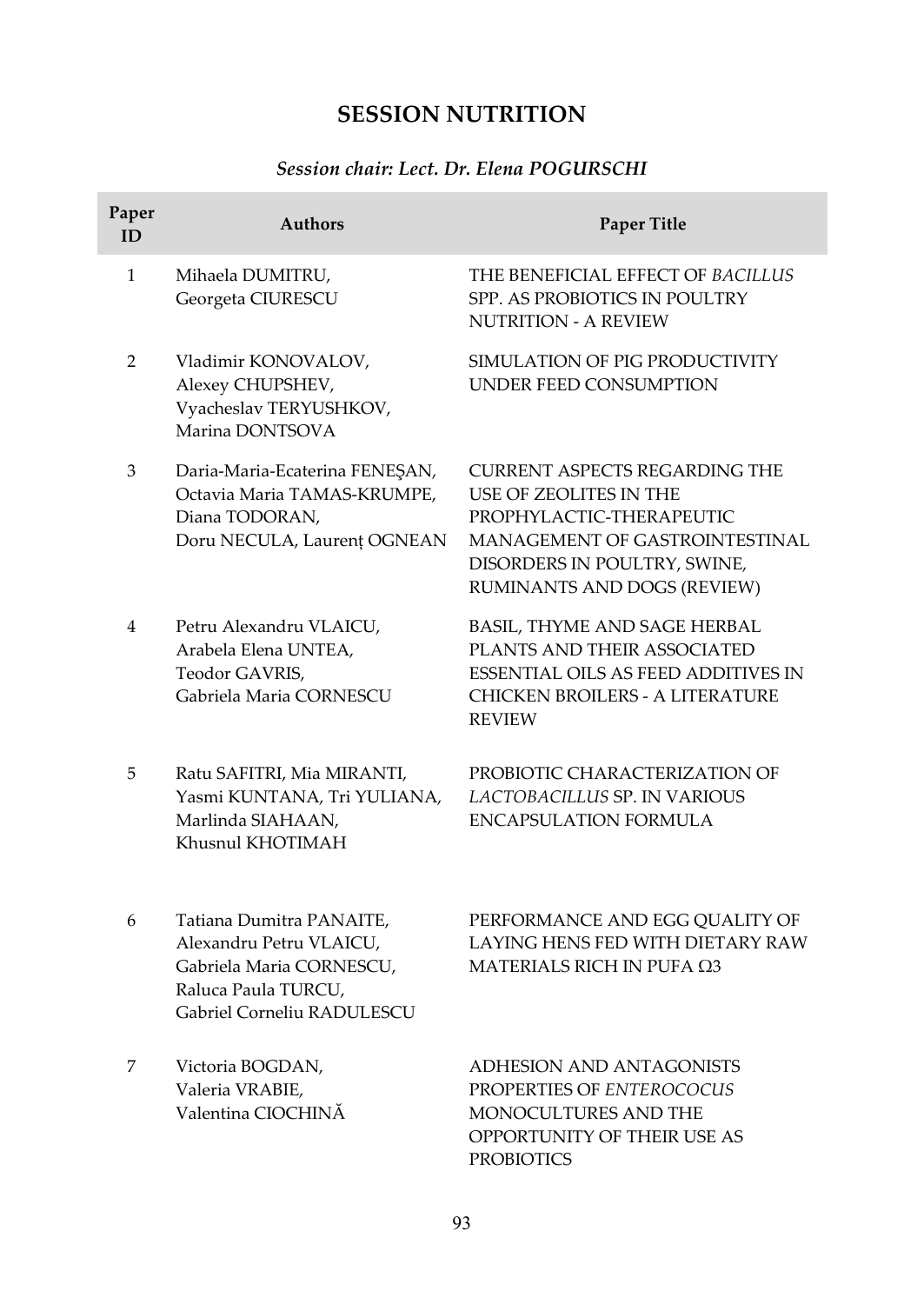# SESSION NUTRITION

***Session chair: Lect. Dr. Elena POGURSCHI***

| Paper ID | Authors | Paper Title |
|---|---|---|
| 1 | Mihaela DUMITRU, Georgeta CIURESCU | THE BENEFICIAL EFFECT OF *BACILLUS* SPP. AS PROBIOTICS IN POULTRY NUTRITION - A REVIEW |
| 2 | Vladimir KONOVALOV, Alexey CHUPSHEV, Vyacheslav TERYUSHKOV, Marina DONTSOVA | SIMULATION OF PIG PRODUCTIVITY UNDER FEED CONSUMPTION |
| 3 | Daria-Maria-Ecaterina FENEŞAN, Octavia Maria TAMAS-KRUMPE, Diana TODORAN, Doru NECULA, Laurenț OGNEAN | CURRENT ASPECTS REGARDING THE USE OF ZEOLITES IN THE PROPHYLACTIC-THERAPEUTIC MANAGEMENT OF GASTROINTESTINAL DISORDERS IN POULTRY, SWINE, RUMINANTS AND DOGS (REVIEW) |
| 4 | Petru Alexandru VLAICU, Arabela Elena UNTEA, Teodor GAVRIS, Gabriela Maria CORNESCU | BASIL, THYME AND SAGE HERBAL PLANTS AND THEIR ASSOCIATED ESSENTIAL OILS AS FEED ADDITIVES IN CHICKEN BROILERS - A LITERATURE REVIEW |
| 5 | Ratu SAFITRI, Mia MIRANTI, Yasmi KUNTANA, Tri YULIANA, Marlinda SIAHAAN, Khusnul KHOTIMAH | PROBIOTIC CHARACTERIZATION OF *LACTOBACILLUS* SP. IN VARIOUS ENCAPSULATION FORMULA |
| 6 | Tatiana Dumitra PANAITE, Alexandru Petru VLAICU, Gabriela Maria CORNESCU, Raluca Paula TURCU, Gabriel Corneliu RADULESCU | PERFORMANCE AND EGG QUALITY OF LAYING HENS FED WITH DIETARY RAW MATERIALS RICH IN PUFA Ω3 |
| 7 | Victoria BOGDAN, Valeria VRABIE, Valentina CIOCHINĂ | ADHESION AND ANTAGONISTS PROPERTIES OF *ENTEROCOCUS* MONOCULTURES AND THE OPPORTUNITY OF THEIR USE AS PROBIOTICS |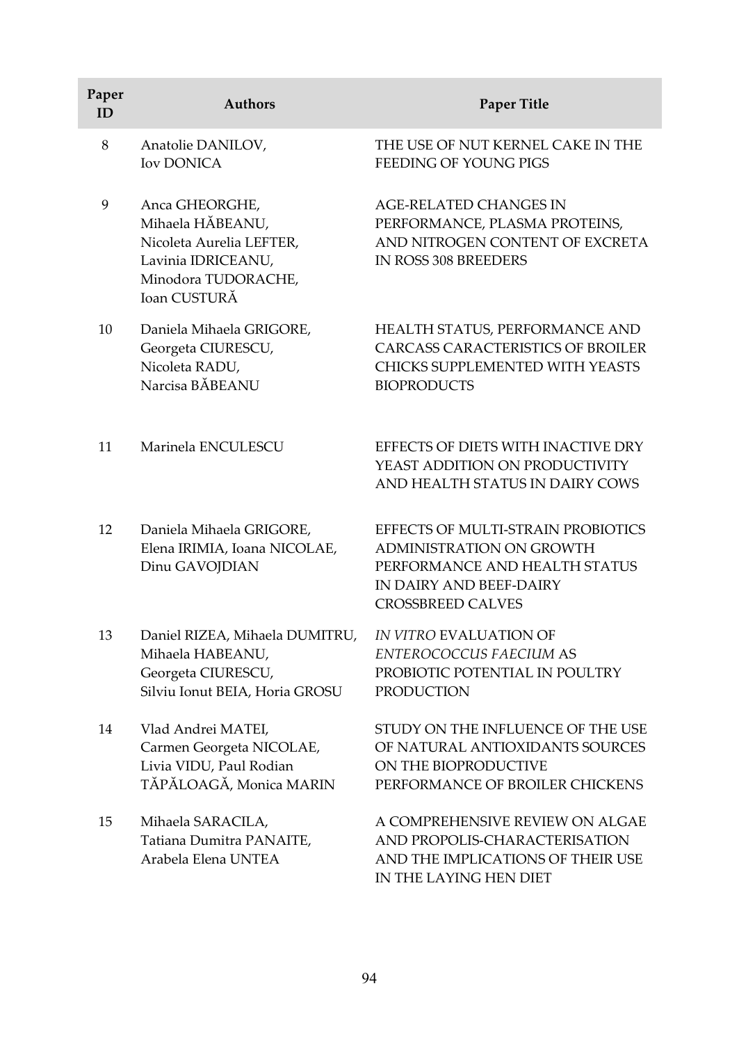| Paper ID | Authors | Paper Title |
|---|---|---|
| 8 | Anatolie DANILOV, Iov DONICA | THE USE OF NUT KERNEL CAKE IN THE FEEDING OF YOUNG PIGS |
| 9 | Anca GHEORGHE, Mihaela HĂBEANU, Nicoleta Aurelia LEFTER, Lavinia IDRICEANU, Minodora TUDORACHE, Ioan CUSTURĂ | AGE-RELATED CHANGES IN PERFORMANCE, PLASMA PROTEINS, AND NITROGEN CONTENT OF EXCRETA IN ROSS 308 BREEDERS |
| 10 | Daniela Mihaela GRIGORE, Georgeta CIURESCU, Nicoleta RADU, Narcisa BĂBEANU | HEALTH STATUS, PERFORMANCE AND CARCASS CARACTERISTICS OF BROILER CHICKS SUPPLEMENTED WITH YEASTS BIOPRODUCTS |
| 11 | Marinela ENCULESCU | EFFECTS OF DIETS WITH INACTIVE DRY YEAST ADDITION ON PRODUCTIVITY AND HEALTH STATUS IN DAIRY COWS |
| 12 | Daniela Mihaela GRIGORE, Elena IRIMIA, Ioana NICOLAE, Dinu GAVOJDIAN | EFFECTS OF MULTI-STRAIN PROBIOTICS ADMINISTRATION ON GROWTH PERFORMANCE AND HEALTH STATUS IN DAIRY AND BEEF-DAIRY CROSSBREED CALVES |
| 13 | Daniel RIZEA, Mihaela DUMITRU, Mihaela HABEANU, Georgeta CIURESCU, Silviu Ionut BEIA, Horia GROSU | *IN VITRO* EVALUATION OF *ENTEROCOCCUS FAECIUM* AS PROBIOTIC POTENTIAL IN POULTRY PRODUCTION |
| 14 | Vlad Andrei MATEI, Carmen Georgeta NICOLAE, Livia VIDU, Paul Rodian TĂPĂLOAGĂ, Monica MARIN | STUDY ON THE INFLUENCE OF THE USE OF NATURAL ANTIOXIDANTS SOURCES ON THE BIOPRODUCTIVE PERFORMANCE OF BROILER CHICKENS |
| 15 | Mihaela SARACILA, Tatiana Dumitra PANAITE, Arabela Elena UNTEA | A COMPREHENSIVE REVIEW ON ALGAE AND PROPOLIS-CHARACTERISATION AND THE IMPLICATIONS OF THEIR USE IN THE LAYING HEN DIET |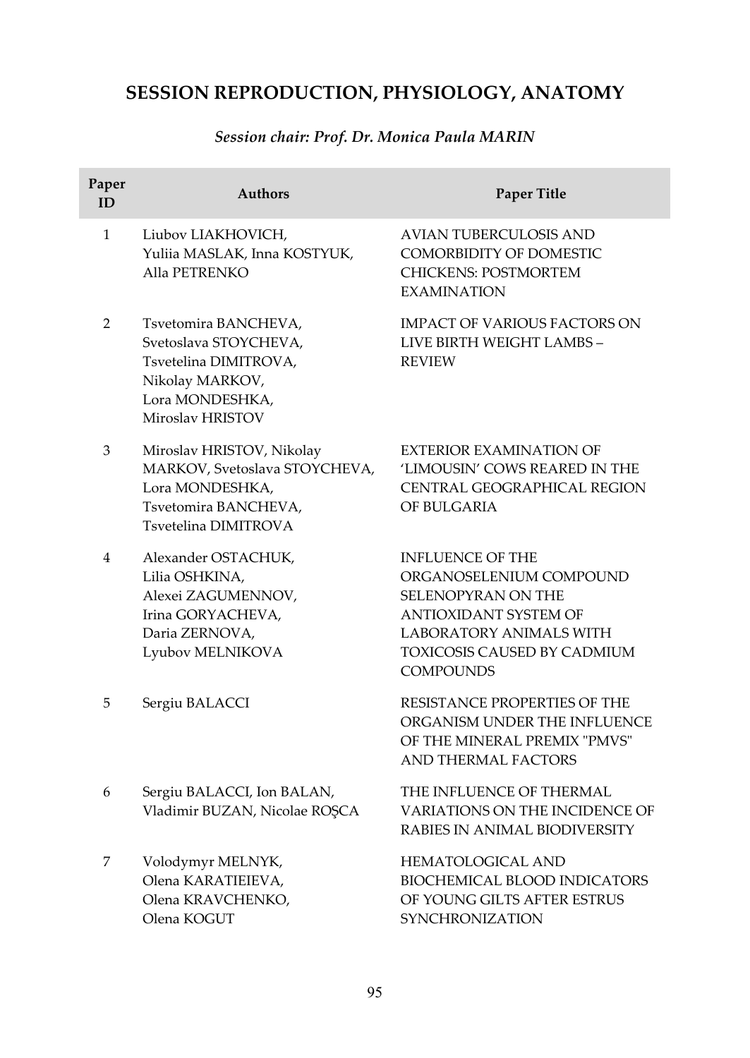## SESSION REPRODUCTION, PHYSIOLOGY, ANATOMY

*Session chair: Prof. Dr. Monica Paula MARIN*

| Paper ID | Authors | Paper Title |
|---|---|---|
| 1 | Liubov LIAKHOVICH, Yuliia MASLAK, Inna KOSTYUK, Alla PETRENKO | AVIAN TUBERCULOSIS AND COMORBIDITY OF DOMESTIC CHICKENS: POSTMORTEM EXAMINATION |
| 2 | Tsvetomira BANCHEVA, Svetoslava STOYCHEVA, Tsvetelina DIMITROVA, Nikolay MARKOV, Lora MONDESHKA, Miroslav HRISTOV | IMPACT OF VARIOUS FACTORS ON LIVE BIRTH WEIGHT LAMBS – REVIEW |
| 3 | Miroslav HRISTOV, Nikolay MARKOV, Svetoslava STOYCHEVA, Lora MONDESHKA, Tsvetomira BANCHEVA, Tsvetelina DIMITROVA | EXTERIOR EXAMINATION OF 'LIMOUSIN' COWS REARED IN THE CENTRAL GEOGRAPHICAL REGION OF BULGARIA |
| 4 | Alexander OSTACHUK, Lilia OSHKINA, Alexei ZAGUMENNOV, Irina GORYACHEVA, Daria ZERNOVA, Lyubov MELNIKOVA | INFLUENCE OF THE ORGANOSELENIUM COMPOUND SELENOPYRAN ON THE ANTIOXIDANT SYSTEM OF LABORATORY ANIMALS WITH TOXICOSIS CAUSED BY CADMIUM COMPOUNDS |
| 5 | Sergiu BALACCI | RESISTANCE PROPERTIES OF THE ORGANISM UNDER THE INFLUENCE OF THE MINERAL PREMIX "PMVS" AND THERMAL FACTORS |
| 6 | Sergiu BALACCI, Ion BALAN, Vladimir BUZAN, Nicolae ROŞCA | THE INFLUENCE OF THERMAL VARIATIONS ON THE INCIDENCE OF RABIES IN ANIMAL BIODIVERSITY |
| 7 | Volodymyr MELNYK, Olena KARATIEIEVA, Olena KRAVCHENKO, Olena KOGUT | HEMATOLOGICAL AND BIOCHEMICAL BLOOD INDICATORS OF YOUNG GILTS AFTER ESTRUS SYNCHRONIZATION |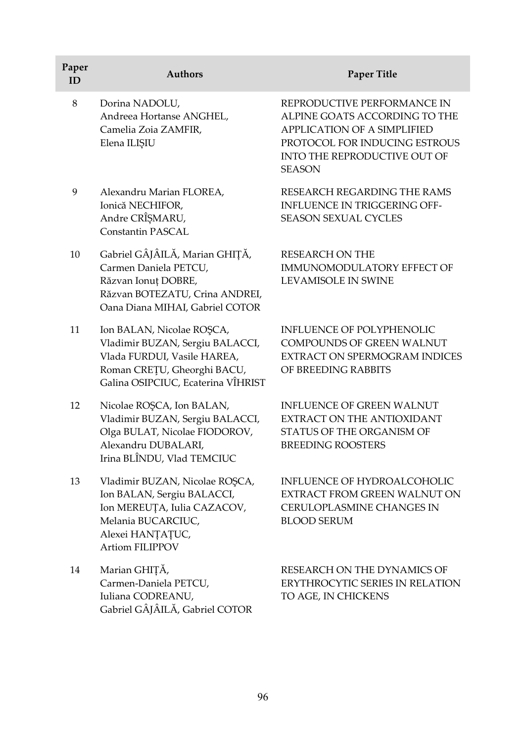| Paper ID | Authors | Paper Title |
|---|---|---|
| 8 | Dorina NADOLU, Andreea Hortanse ANGHEL, Camelia Zoia ZAMFIR, Elena ILIȘIU | REPRODUCTIVE PERFORMANCE IN ALPINE GOATS ACCORDING TO THE APPLICATION OF A SIMPLIFIED PROTOCOL FOR INDUCING ESTROUS INTO THE REPRODUCTIVE OUT OF SEASON |
| 9 | Alexandru Marian FLOREA, Ionică NECHIFOR, Andre CRÎȘMARU, Constantin PASCAL | RESEARCH REGARDING THE RAMS INFLUENCE IN TRIGGERING OFF-SEASON SEXUAL CYCLES |
| 10 | Gabriel GÂJÂILĂ, Marian GHIȚĂ, Carmen Daniela PETCU, Răzvan Ionuț DOBRE, Răzvan BOTEZATU, Crina ANDREI, Oana Diana MIHAI, Gabriel COTOR | RESEARCH ON THE IMMUNOMODULATORY EFFECT OF LEVAMISOLE IN SWINE |
| 11 | Ion BALAN, Nicolae ROŞCA, Vladimir BUZAN, Sergiu BALACCI, Vlada FURDUI, Vasile HAREA, Roman CREȚU, Gheorghi BACU, Galina OSIPCIUC, Ecaterina VÎHRIST | INFLUENCE OF POLYPHENOLIC COMPOUNDS OF GREEN WALNUT EXTRACT ON SPERMOGRAM INDICES OF BREEDING RABBITS |
| 12 | Nicolae ROŞCA, Ion BALAN, Vladimir BUZAN, Sergiu BALACCI, Olga BULAT, Nicolae FIODOROV, Alexandru DUBALARI, Irina BLÎNDU, Vlad TEMCIUC | INFLUENCE OF GREEN WALNUT EXTRACT ON THE ANTIOXIDANT STATUS OF THE ORGANISM OF BREEDING ROOSTERS |
| 13 | Vladimir BUZAN, Nicolae ROŞCA, Ion BALAN, Sergiu BALACCI, Ion MEREUȚA, Iulia CAZACOV, Melania BUCARCIUC, Alexei HANȚAȚUC, Artiom FILIPPOV | INFLUENCE OF HYDROALCOHOLIC EXTRACT FROM GREEN WALNUT ON CERULOPLASMINE CHANGES IN BLOOD SERUM |
| 14 | Marian GHIȚĂ, Carmen-Daniela PETCU, Iuliana CODREANU, Gabriel GÂJÂILĂ, Gabriel COTOR | RESEARCH ON THE DYNAMICS OF ERYTHROCYTIC SERIES IN RELATION TO AGE, IN CHICKENS |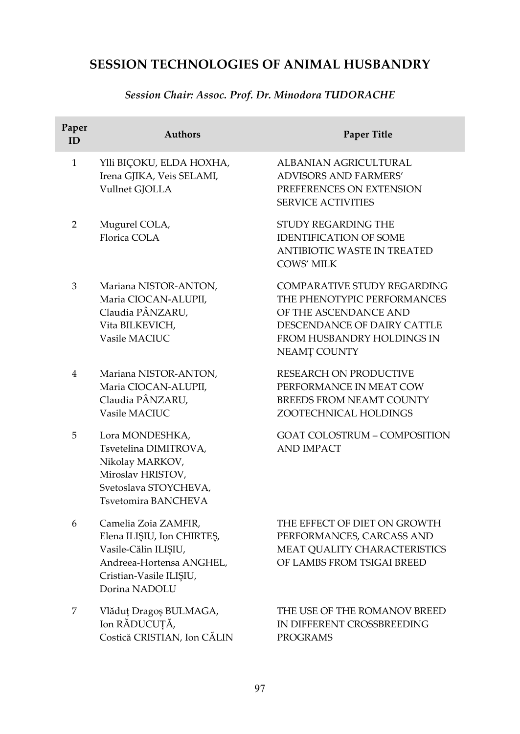## SESSION TECHNOLOGIES OF ANIMAL HUSBANDRY

*Session Chair: Assoc. Prof. Dr. Minodora TUDORACHE*

| Paper ID | Authors | Paper Title |
|---|---|---|
| 1 | Ylli BIÇOKU, ELDA HOXHA, Irena GJIKA, Veis SELAMI, Vullnet GJOLLA | ALBANIAN AGRICULTURAL ADVISORS AND FARMERS' PREFERENCES ON EXTENSION SERVICE ACTIVITIES |
| 2 | Mugurel COLA, Florica COLA | STUDY REGARDING THE IDENTIFICATION OF SOME ANTIBIOTIC WASTE IN TREATED COWS' MILK |
| 3 | Mariana NISTOR-ANTON, Maria CIOCAN-ALUPII, Claudia PÂNZARU, Vita BILKEVICH, Vasile MACIUC | COMPARATIVE STUDY REGARDING THE PHENOTYPIC PERFORMANCES OF THE ASCENDANCE AND DESCENDANCE OF DAIRY CATTLE FROM HUSBANDRY HOLDINGS IN NEAMȚ COUNTY |
| 4 | Mariana NISTOR-ANTON, Maria CIOCAN-ALUPII, Claudia PÂNZARU, Vasile MACIUC | RESEARCH ON PRODUCTIVE PERFORMANCE IN MEAT COW BREEDS FROM NEAMT COUNTY ZOOTECHNICAL HOLDINGS |
| 5 | Lora MONDESHKA, Tsvetelina DIMITROVA, Nikolay MARKOV, Miroslav HRISTOV, Svetoslava STOYCHEVA, Tsvetomira BANCHEVA | GOAT COLOSTRUM – COMPOSITION AND IMPACT |
| 6 | Camelia Zoia ZAMFIR, Elena ILIȘIU, Ion CHIRTEȘ, Vasile-Călin ILIȘIU, Andreea-Hortensa ANGHEL, Cristian-Vasile ILIȘIU, Dorina NADOLU | THE EFFECT OF DIET ON GROWTH PERFORMANCES, CARCASS AND MEAT QUALITY CHARACTERISTICS OF LAMBS FROM TSIGAI BREED |
| 7 | Vlăduț Dragoș BULMAGA, Ion RĂDUCUȚĂ, Costică CRISTIAN, Ion CĂLIN | THE USE OF THE ROMANOV BREED IN DIFFERENT CROSSBREEDING PROGRAMS |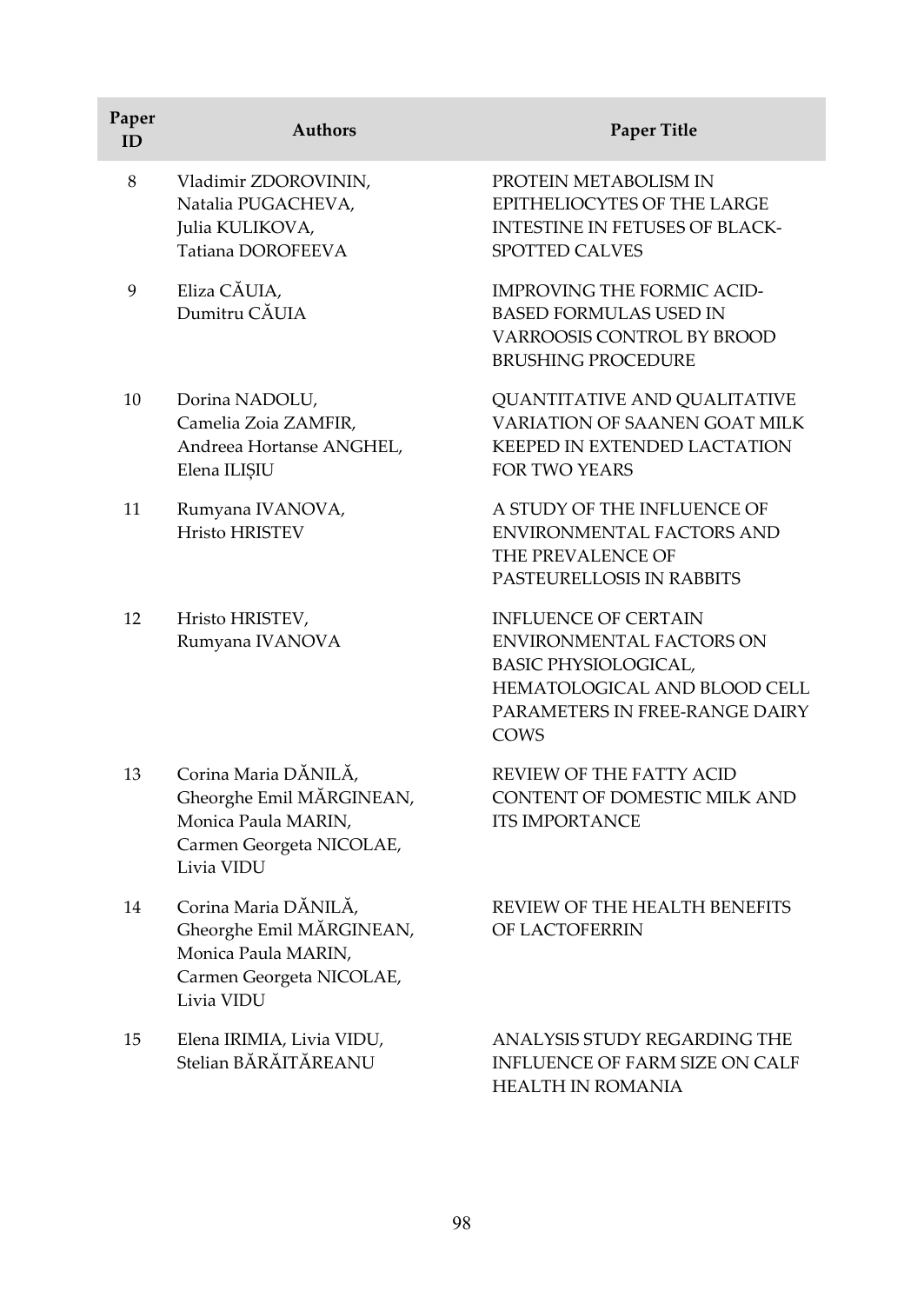| Paper ID | Authors | Paper Title |
|---|---|---|
| 8 | Vladimir ZDOROVININ, Natalia PUGACHEVA, Julia KULIKOVA, Tatiana DOROFEEVA | PROTEIN METABOLISM IN EPITHELIOCYTES OF THE LARGE INTESTINE IN FETUSES OF BLACK-SPOTTED CALVES |
| 9 | Eliza CĂUIA, Dumitru CĂUIA | IMPROVING THE FORMIC ACID-BASED FORMULAS USED IN VARROOSIS CONTROL BY BROOD BRUSHING PROCEDURE |
| 10 | Dorina NADOLU, Camelia Zoia ZAMFIR, Andreea Hortanse ANGHEL, Elena ILIȘIU | QUANTITATIVE AND QUALITATIVE VARIATION OF SAANEN GOAT MILK KEEPED IN EXTENDED LACTATION FOR TWO YEARS |
| 11 | Rumyana IVANOVA, Hristo HRISTEV | A STUDY OF THE INFLUENCE OF ENVIRONMENTAL FACTORS AND THE PREVALENCE OF PASTEURELLOSIS IN RABBITS |
| 12 | Hristo HRISTEV, Rumyana IVANOVA | INFLUENCE OF CERTAIN ENVIRONMENTAL FACTORS ON BASIC PHYSIOLOGICAL, HEMATOLOGICAL AND BLOOD CELL PARAMETERS IN FREE-RANGE DAIRY COWS |
| 13 | Corina Maria DĂNILĂ, Gheorghe Emil MĂRGINEAN, Monica Paula MARIN, Carmen Georgeta NICOLAE, Livia VIDU | REVIEW OF THE FATTY ACID CONTENT OF DOMESTIC MILK AND ITS IMPORTANCE |
| 14 | Corina Maria DĂNILĂ, Gheorghe Emil MĂRGINEAN, Monica Paula MARIN, Carmen Georgeta NICOLAE, Livia VIDU | REVIEW OF THE HEALTH BENEFITS OF LACTOFERRIN |
| 15 | Elena IRIMIA, Livia VIDU, Stelian BĂRĂITĂREANU | ANALYSIS STUDY REGARDING THE INFLUENCE OF FARM SIZE ON CALF HEALTH IN ROMANIA |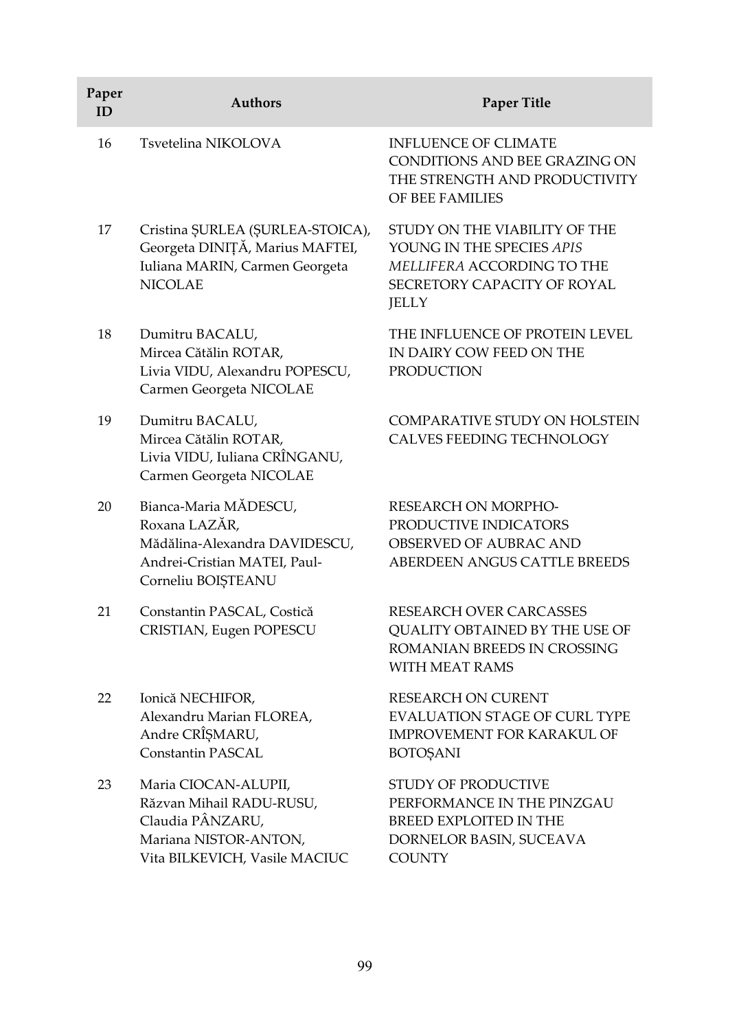| Paper ID | Authors | Paper Title |
|---|---|---|
| 16 | Tsvetelina NIKOLOVA | INFLUENCE OF CLIMATE CONDITIONS AND BEE GRAZING ON THE STRENGTH AND PRODUCTIVITY OF BEE FAMILIES |
| 17 | Cristina ȘURLEA (ȘURLEA-STOICA), Georgeta DINIȚĂ, Marius MAFTEI, Iuliana MARIN, Carmen Georgeta NICOLAE | STUDY ON THE VIABILITY OF THE YOUNG IN THE SPECIES *APIS MELLIFERA* ACCORDING TO THE SECRETORY CAPACITY OF ROYAL JELLY |
| 18 | Dumitru BACALU, Mircea Cătălin ROTAR, Livia VIDU, Alexandru POPESCU, Carmen Georgeta NICOLAE | THE INFLUENCE OF PROTEIN LEVEL IN DAIRY COW FEED ON THE PRODUCTION |
| 19 | Dumitru BACALU, Mircea Cătălin ROTAR, Livia VIDU, Iuliana CRÎNGANU, Carmen Georgeta NICOLAE | COMPARATIVE STUDY ON HOLSTEIN CALVES FEEDING TECHNOLOGY |
| 20 | Bianca-Maria MĂDESCU, Roxana LAZĂR, Mădălina-Alexandra DAVIDESCU, Andrei-Cristian MATEI, Paul-Corneliu BOIȘTEANU | RESEARCH ON MORPHO-PRODUCTIVE INDICATORS OBSERVED OF AUBRAC AND ABERDEEN ANGUS CATTLE BREEDS |
| 21 | Constantin PASCAL, Costică CRISTIAN, Eugen POPESCU | RESEARCH OVER CARCASSES QUALITY OBTAINED BY THE USE OF ROMANIAN BREEDS IN CROSSING WITH MEAT RAMS |
| 22 | Ionică NECHIFOR, Alexandru Marian FLOREA, Andre CRÎȘMARU, Constantin PASCAL | RESEARCH ON CURENT EVALUATION STAGE OF CURL TYPE IMPROVEMENT FOR KARAKUL OF BOTOȘANI |
| 23 | Maria CIOCAN-ALUPII, Răzvan Mihail RADU-RUSU, Claudia PÂNZARU, Mariana NISTOR-ANTON, Vita BILKEVICH, Vasile MACIUC | STUDY OF PRODUCTIVE PERFORMANCE IN THE PINZGAU BREED EXPLOITED IN THE DORNELOR BASIN, SUCEAVA COUNTY |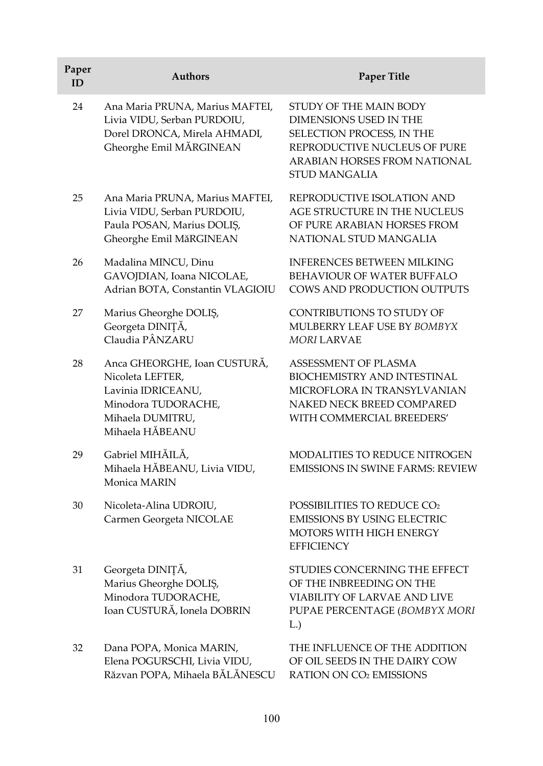| Paper ID | Authors | Paper Title |
|---|---|---|
| 24 | Ana Maria PRUNA, Marius MAFTEI, Livia VIDU, Serban PURDOIU, Dorel DRONCA, Mirela AHMADI, Gheorghe Emil MĂRGINEAN | STUDY OF THE MAIN BODY DIMENSIONS USED IN THE SELECTION PROCESS, IN THE REPRODUCTIVE NUCLEUS OF PURE ARABIAN HORSES FROM NATIONAL STUD MANGALIA |
| 25 | Ana Maria PRUNA, Marius MAFTEI, Livia VIDU, Serban PURDOIU, Paula POSAN, Marius DOLIȘ, Gheorghe Emil MăRGINEAN | REPRODUCTIVE ISOLATION AND AGE STRUCTURE IN THE NUCLEUS OF PURE ARABIAN HORSES FROM NATIONAL STUD MANGALIA |
| 26 | Madalina MINCU, Dinu GAVOJDIAN, Ioana NICOLAE, Adrian BOTA, Constantin VLAGIOIU | INFERENCES BETWEEN MILKING BEHAVIOUR OF WATER BUFFALO COWS AND PRODUCTION OUTPUTS |
| 27 | Marius Gheorghe DOLIȘ, Georgeta DINIȚĂ, Claudia PÂNZARU | CONTRIBUTIONS TO STUDY OF MULBERRY LEAF USE BY *BOMBYX MORI* LARVAE |
| 28 | Anca GHEORGHE, Ioan CUSTURĂ, Nicoleta LEFTER, Lavinia IDRICEANU, Minodora TUDORACHE, Mihaela DUMITRU, Mihaela HĂBEANU | ASSESSMENT OF PLASMA BIOCHEMISTRY AND INTESTINAL MICROFLORA IN TRANSYLVANIAN NAKED NECK BREED COMPARED WITH COMMERCIAL BREEDERS' |
| 29 | Gabriel MIHĂILĂ, Mihaela HĂBEANU, Livia VIDU, Monica MARIN | MODALITIES TO REDUCE NITROGEN EMISSIONS IN SWINE FARMS: REVIEW |
| 30 | Nicoleta-Alina UDROIU, Carmen Georgeta NICOLAE | POSSIBILITIES TO REDUCE $CO_2$ EMISSIONS BY USING ELECTRIC MOTORS WITH HIGH ENERGY EFFICIENCY |
| 31 | Georgeta DINIȚĂ, Marius Gheorghe DOLIȘ, Minodora TUDORACHE, Ioan CUSTURĂ, Ionela DOBRIN | STUDIES CONCERNING THE EFFECT OF THE INBREEDING ON THE VIABILITY OF LARVAE AND LIVE PUPAE PERCENTAGE (*BOMBYX MORI* L.) |
| 32 | Dana POPA, Monica MARIN, Elena POGURSCHI, Livia VIDU, Răzvan POPA, Mihaela BĂLĂNESCU | THE INFLUENCE OF THE ADDITION OF OIL SEEDS IN THE DAIRY COW RATION ON $CO_2$ EMISSIONS |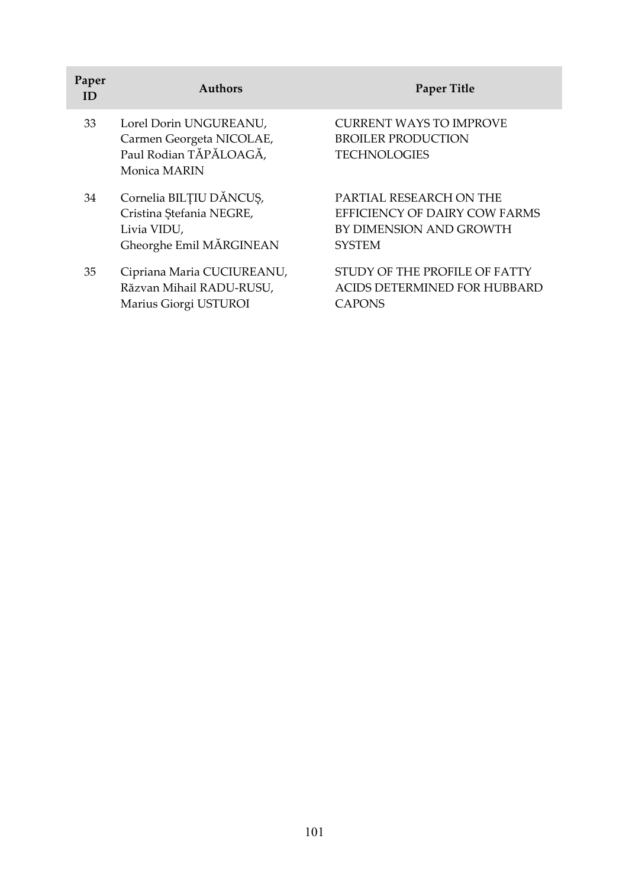| Paper ID | Authors | Paper Title |
|---|---|---|
| 33 | Lorel Dorin UNGUREANU, Carmen Georgeta NICOLAE, Paul Rodian TĂPĂLOAGĂ, Monica MARIN | CURRENT WAYS TO IMPROVE BROILER PRODUCTION TECHNOLOGIES |
| 34 | Cornelia BILȚIU DĂNCUȘ, Cristina Ștefania NEGRE, Livia VIDU, Gheorghe Emil MĂRGINEAN | PARTIAL RESEARCH ON THE EFFICIENCY OF DAIRY COW FARMS BY DIMENSION AND GROWTH SYSTEM |
| 35 | Cipriana Maria CUCIUREANU, Răzvan Mihail RADU-RUSU, Marius Giorgi USTUROI | STUDY OF THE PROFILE OF FATTY ACIDS DETERMINED FOR HUBBARD CAPONS |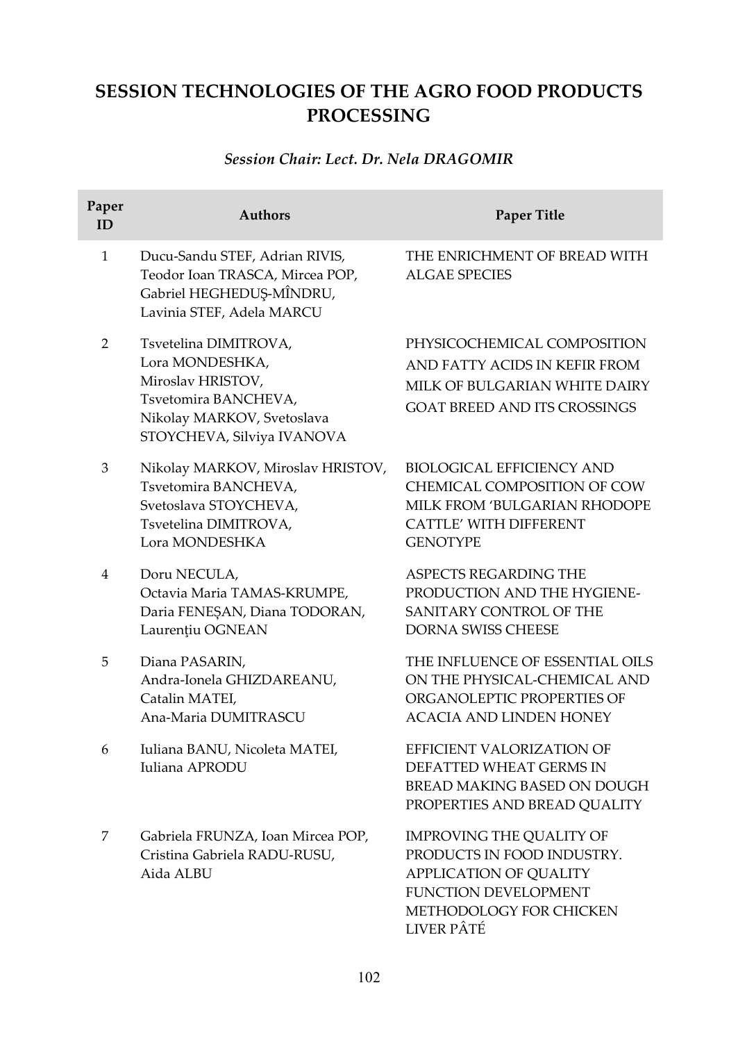# SESSION TECHNOLOGIES OF THE AGRO FOOD PRODUCTS PROCESSING

*Session Chair: Lect. Dr. Nela DRAGOMIR*

| Paper ID | Authors | Paper Title |
|---|---|---|
| 1 | Ducu-Sandu STEF, Adrian RIVIS, Teodor Ioan TRASCA, Mircea POP, Gabriel HEGHEDUȘ-MÎNDRU, Lavinia STEF, Adela MARCU | THE ENRICHMENT OF BREAD WITH ALGAE SPECIES |
| 2 | Tsvetelina DIMITROVA, Lora MONDESHKA, Miroslav HRISTOV, Tsvetomira BANCHEVA, Nikolay MARKOV, Svetoslava STOYCHEVA, Silviya IVANOVA | PHYSICOCHEMICAL COMPOSITION AND FATTY ACIDS IN KEFIR FROM MILK OF BULGARIAN WHITE DAIRY GOAT BREED AND ITS CROSSINGS |
| 3 | Nikolay MARKOV, Miroslav HRISTOV, Tsvetomira BANCHEVA, Svetoslava STOYCHEVA, Tsvetelina DIMITROVA, Lora MONDESHKA | BIOLOGICAL EFFICIENCY AND CHEMICAL COMPOSITION OF COW MILK FROM 'BULGARIAN RHODOPE CATTLE' WITH DIFFERENT GENOTYPE |
| 4 | Doru NECULA, Octavia Maria TAMAS-KRUMPE, Daria FENEȘAN, Diana TODORAN, Laurențiu OGNEAN | ASPECTS REGARDING THE PRODUCTION AND THE HYGIENE-SANITARY CONTROL OF THE DORNA SWISS CHEESE |
| 5 | Diana PASARIN, Andra-Ionela GHIZDAREANU, Catalin MATEI, Ana-Maria DUMITRASCU | THE INFLUENCE OF ESSENTIAL OILS ON THE PHYSICAL-CHEMICAL AND ORGANOLEPTIC PROPERTIES OF ACACIA AND LINDEN HONEY |
| 6 | Iuliana BANU, Nicoleta MATEI, Iuliana APRODU | EFFICIENT VALORIZATION OF DEFATTED WHEAT GERMS IN BREAD MAKING BASED ON DOUGH PROPERTIES AND BREAD QUALITY |
| 7 | Gabriela FRUNZA, Ioan Mircea POP, Cristina Gabriela RADU-RUSU, Aida ALBU | IMPROVING THE QUALITY OF PRODUCTS IN FOOD INDUSTRY. APPLICATION OF QUALITY FUNCTION DEVELOPMENT METHODOLOGY FOR CHICKEN LIVER PÂTÉ |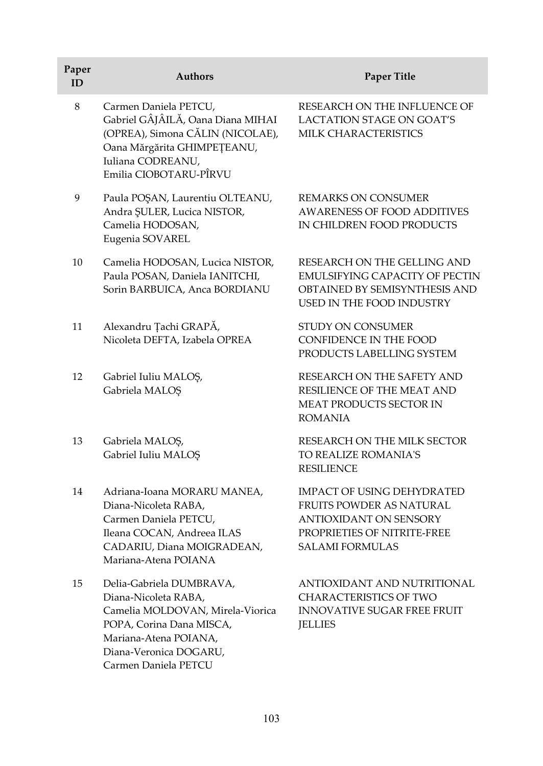| Paper ID | Authors | Paper Title |
|---|---|---|
| 8 | Carmen Daniela PETCU, Gabriel GÂJÂILĂ, Oana Diana MIHAI (OPREA), Simona CĂLIN (NICOLAE), Oana Mărgărita GHIMPEȚEANU, Iuliana CODREANU, Emilia CIOBOTARU-PÎRVU | RESEARCH ON THE INFLUENCE OF LACTATION STAGE ON GOAT'S MILK CHARACTERISTICS |
| 9 | Paula POŞAN, Laurentiu OLTEANU, Andra ŞULER, Lucica NISTOR, Camelia HODOSAN, Eugenia SOVAREL | REMARKS ON CONSUMER AWARENESS OF FOOD ADDITIVES IN CHILDREN FOOD PRODUCTS |
| 10 | Camelia HODOSAN, Lucica NISTOR, Paula POSAN, Daniela IANITCHI, Sorin BARBUICA, Anca BORDIANU | RESEARCH ON THE GELLING AND EMULSIFYING CAPACITY OF PECTIN OBTAINED BY SEMISYNTHESIS AND USED IN THE FOOD INDUSTRY |
| 11 | Alexandru Țachi GRAPĂ, Nicoleta DEFTA, Izabela OPREA | STUDY ON CONSUMER CONFIDENCE IN THE FOOD PRODUCTS LABELLING SYSTEM |
| 12 | Gabriel Iuliu MALOȘ, Gabriela MALOȘ | RESEARCH ON THE SAFETY AND RESILIENCE OF THE MEAT AND MEAT PRODUCTS SECTOR IN ROMANIA |
| 13 | Gabriela MALOȘ, Gabriel Iuliu MALOȘ | RESEARCH ON THE MILK SECTOR TO REALIZE ROMANIA'S RESILIENCE |
| 14 | Adriana-Ioana MORARU MANEA, Diana-Nicoleta RABA, Carmen Daniela PETCU, Ileana COCAN, Andreea ILAS CADARIU, Diana MOIGRADEAN, Mariana-Atena POIANA | IMPACT OF USING DEHYDRATED FRUITS POWDER AS NATURAL ANTIOXIDANT ON SENSORY PROPRIETIES OF NITRITE-FREE SALAMI FORMULAS |
| 15 | Delia-Gabriela DUMBRAVA, Diana-Nicoleta RABA, Camelia MOLDOVAN, Mirela-Viorica POPA, Corina Dana MISCA, Mariana-Atena POIANA, Diana-Veronica DOGARU, Carmen Daniela PETCU | ANTIOXIDANT AND NUTRITIONAL CHARACTERISTICS OF TWO INNOVATIVE SUGAR FREE FRUIT JELLIES |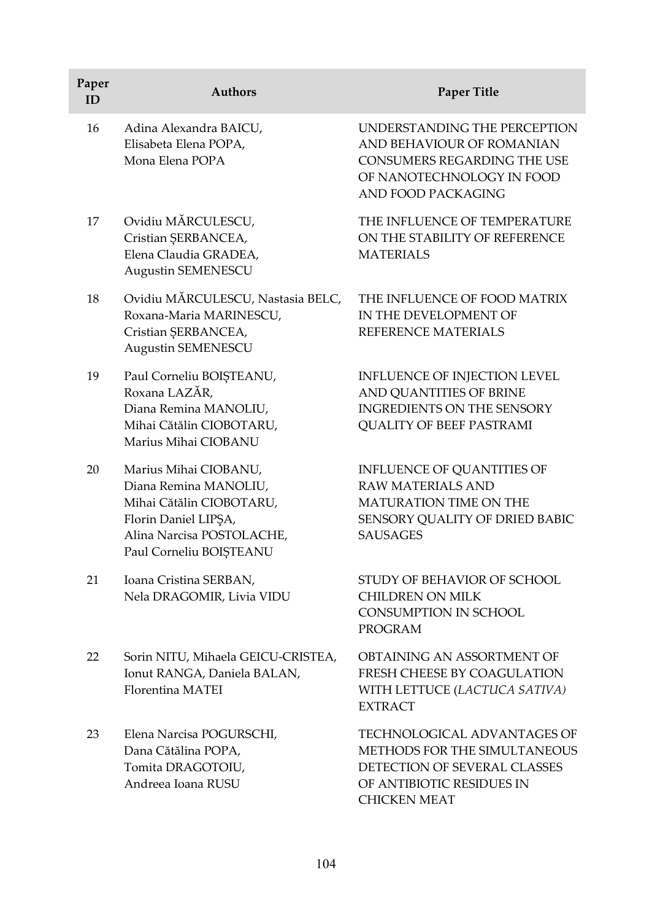| Paper ID | Authors | Paper Title |
| --- | --- | --- |
| 16 | Adina Alexandra BAICU, Elisabeta Elena POPA, Mona Elena POPA | UNDERSTANDING THE PERCEPTION AND BEHAVIOUR OF ROMANIAN CONSUMERS REGARDING THE USE OF NANOTECHNOLOGY IN FOOD AND FOOD PACKAGING |
| 17 | Ovidiu MĂRCULESCU, Cristian ȘERBANCEA, Elena Claudia GRADEA, Augustin SEMENESCU | THE INFLUENCE OF TEMPERATURE ON THE STABILITY OF REFERENCE MATERIALS |
| 18 | Ovidiu MĂRCULESCU, Nastasia BELC, Roxana-Maria MARINESCU, Cristian ȘERBANCEA, Augustin SEMENESCU | THE INFLUENCE OF FOOD MATRIX IN THE DEVELOPMENT OF REFERENCE MATERIALS |
| 19 | Paul Corneliu BOIȘTEANU, Roxana LAZĂR, Diana Remina MANOLIU, Mihai Cătălin CIOBOTARU, Marius Mihai CIOBANU | INFLUENCE OF INJECTION LEVEL AND QUANTITIES OF BRINE INGREDIENTS ON THE SENSORY QUALITY OF BEEF PASTRAMI |
| 20 | Marius Mihai CIOBANU, Diana Remina MANOLIU, Mihai Cătălin CIOBOTARU, Florin Daniel LIPŞA, Alina Narcisa POSTOLACHE, Paul Corneliu BOIȘTEANU | INFLUENCE OF QUANTITIES OF RAW MATERIALS AND MATURATION TIME ON THE SENSORY QUALITY OF DRIED BABIC SAUSAGES |
| 21 | Ioana Cristina SERBAN, Nela DRAGOMIR, Livia VIDU | STUDY OF BEHAVIOR OF SCHOOL CHILDREN ON MILK CONSUMPTION IN SCHOOL PROGRAM |
| 22 | Sorin NITU, Mihaela GEICU-CRISTEA, Ionut RANGA, Daniela BALAN, Florentina MATEI | OBTAINING AN ASSORTMENT OF FRESH CHEESE BY COAGULATION WITH LETTUCE (*LACTUCA SATIVA)* EXTRACT |
| 23 | Elena Narcisa POGURSCHI, Dana Cătălina POPA, Tomita DRAGOTOIU, Andreea Ioana RUSU | TECHNOLOGICAL ADVANTAGES OF METHODS FOR THE SIMULTANEOUS DETECTION OF SEVERAL CLASSES OF ANTIBIOTIC RESIDUES IN CHICKEN MEAT |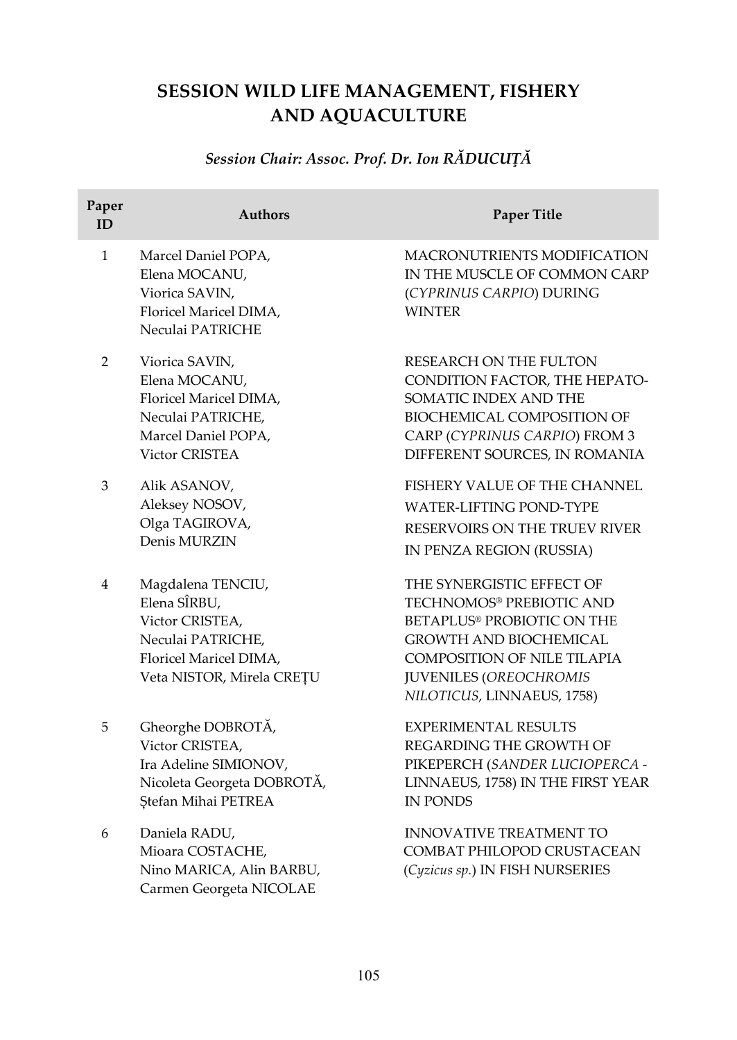# SESSION WILD LIFE MANAGEMENT, FISHERY AND AQUACULTURE

*Session Chair: Assoc. Prof. Dr. Ion RĂDUCUȚĂ*

| Paper ID | Authors | Paper Title |
|---|---|---|
| 1 | Marcel Daniel POPA, Elena MOCANU, Viorica SAVIN, Floricel Maricel DIMA, Neculai PATRICHE | MACRONUTRIENTS MODIFICATION IN THE MUSCLE OF COMMON CARP (*CYPRINUS CARPIO*) DURING WINTER |
| 2 | Viorica SAVIN, Elena MOCANU, Floricel Maricel DIMA, Neculai PATRICHE, Marcel Daniel POPA, Victor CRISTEA | RESEARCH ON THE FULTON CONDITION FACTOR, THE HEPATO-SOMATIC INDEX AND THE BIOCHEMICAL COMPOSITION OF CARP (*CYPRINUS CARPIO*) FROM 3 DIFFERENT SOURCES, IN ROMANIA |
| 3 | Alik ASANOV, Aleksey NOSOV, Olga TAGIROVA, Denis MURZIN | FISHERY VALUE OF THE CHANNEL WATER-LIFTING POND-TYPE RESERVOIRS ON THE TRUEV RIVER IN PENZA REGION (RUSSIA) |
| 4 | Magdalena TENCIU, Elena SÎRBU, Victor CRISTEA, Neculai PATRICHE, Floricel Maricel DIMA, Veta NISTOR, Mirela CREȚU | THE SYNERGISTIC EFFECT OF TECHNOMOS® PREBIOTIC AND BETAPLUS® PROBIOTIC ON THE GROWTH AND BIOCHEMICAL COMPOSITION OF NILE TILAPIA JUVENILES (*OREOCHROMIS NILOTICUS*, LINNAEUS, 1758) |
| 5 | Gheorghe DOBROTĂ, Victor CRISTEA, Ira Adeline SIMIONOV, Nicoleta Georgeta DOBROTĂ, Ștefan Mihai PETREA | EXPERIMENTAL RESULTS REGARDING THE GROWTH OF PIKEPERCH (*SANDER LUCIOPERCA* - LINNAEUS, 1758) IN THE FIRST YEAR IN PONDS |
| 6 | Daniela RADU, Mioara COSTACHE, Nino MARICA, Alin BARBU, Carmen Georgeta NICOLAE | INNOVATIVE TREATMENT TO COMBAT PHILOPOD CRUSTACEAN (*Cyzicus sp.*) IN FISH NURSERIES |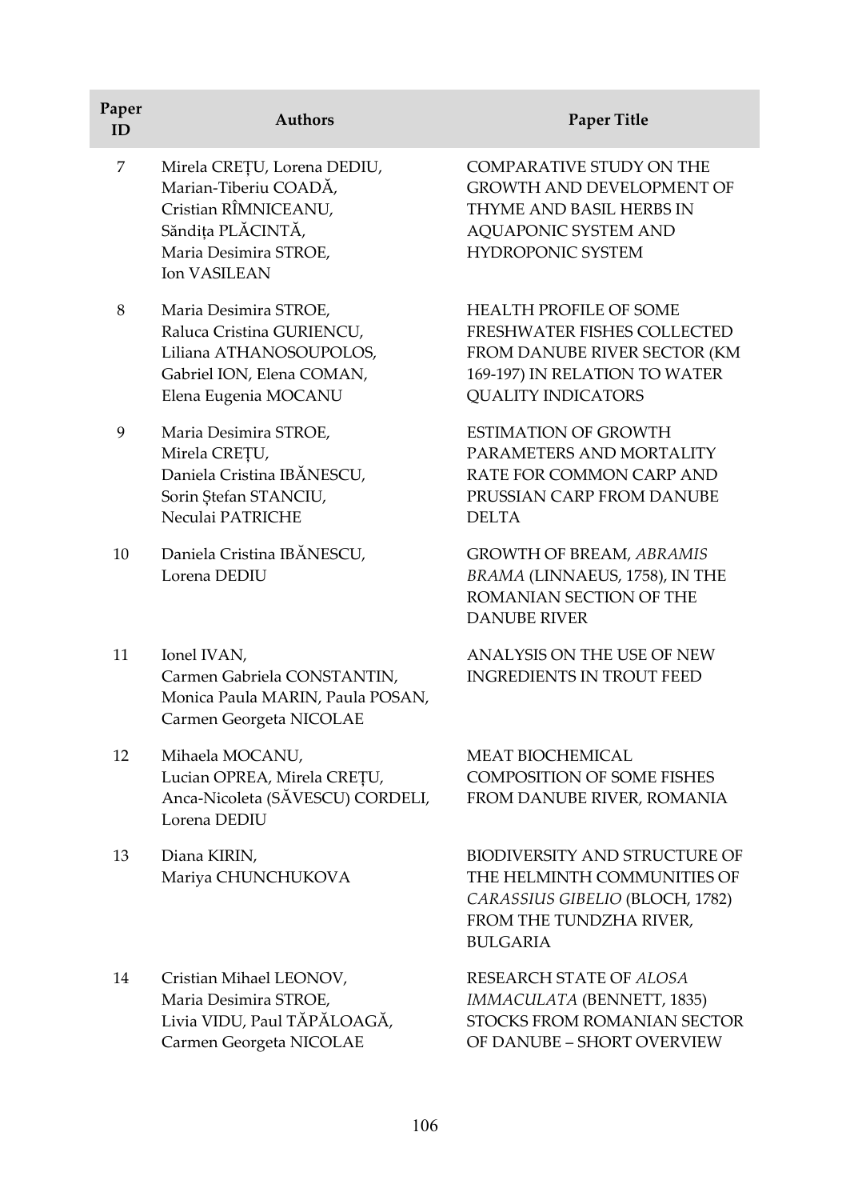| Paper ID | Authors | Paper Title |
|---|---|---|
| 7 | Mirela CREȚU, Lorena DEDIU, Marian-Tiberiu COADĂ, Cristian RÎMNICEANU, Săndița PLĂCINTĂ, Maria Desimira STROE, Ion VASILEAN | COMPARATIVE STUDY ON THE GROWTH AND DEVELOPMENT OF THYME AND BASIL HERBS IN AQUAPONIC SYSTEM AND HYDROPONIC SYSTEM |
| 8 | Maria Desimira STROE, Raluca Cristina GURIENCU, Liliana ATHANOSOUPOLOS, Gabriel ION, Elena COMAN, Elena Eugenia MOCANU | HEALTH PROFILE OF SOME FRESHWATER FISHES COLLECTED FROM DANUBE RIVER SECTOR (KM 169-197) IN RELATION TO WATER QUALITY INDICATORS |
| 9 | Maria Desimira STROE, Mirela CREȚU, Daniela Cristina IBĂNESCU, Sorin Ștefan STANCIU, Neculai PATRICHE | ESTIMATION OF GROWTH PARAMETERS AND MORTALITY RATE FOR COMMON CARP AND PRUSSIAN CARP FROM DANUBE DELTA |
| 10 | Daniela Cristina IBĂNESCU, Lorena DEDIU | GROWTH OF BREAM, *ABRAMIS BRAMA* (LINNAEUS, 1758), IN THE ROMANIAN SECTION OF THE DANUBE RIVER |
| 11 | Ionel IVAN, Carmen Gabriela CONSTANTIN, Monica Paula MARIN, Paula POSAN, Carmen Georgeta NICOLAE | ANALYSIS ON THE USE OF NEW INGREDIENTS IN TROUT FEED |
| 12 | Mihaela MOCANU, Lucian OPREA, Mirela CREȚU, Anca-Nicoleta (SĂVESCU) CORDELI, Lorena DEDIU | MEAT BIOCHEMICAL COMPOSITION OF SOME FISHES FROM DANUBE RIVER, ROMANIA |
| 13 | Diana KIRIN, Mariya CHUNCHUKOVA | BIODIVERSITY AND STRUCTURE OF THE HELMINTH COMMUNITIES OF *CARASSIUS GIBELIO* (BLOCH, 1782) FROM THE TUNDZHA RIVER, BULGARIA |
| 14 | Cristian Mihael LEONOV, Maria Desimira STROE, Livia VIDU, Paul TĂPĂLOAGĂ, Carmen Georgeta NICOLAE | RESEARCH STATE OF *ALOSA IMMACULATA* (BENNETT, 1835) STOCKS FROM ROMANIAN SECTOR OF DANUBE – SHORT OVERVIEW |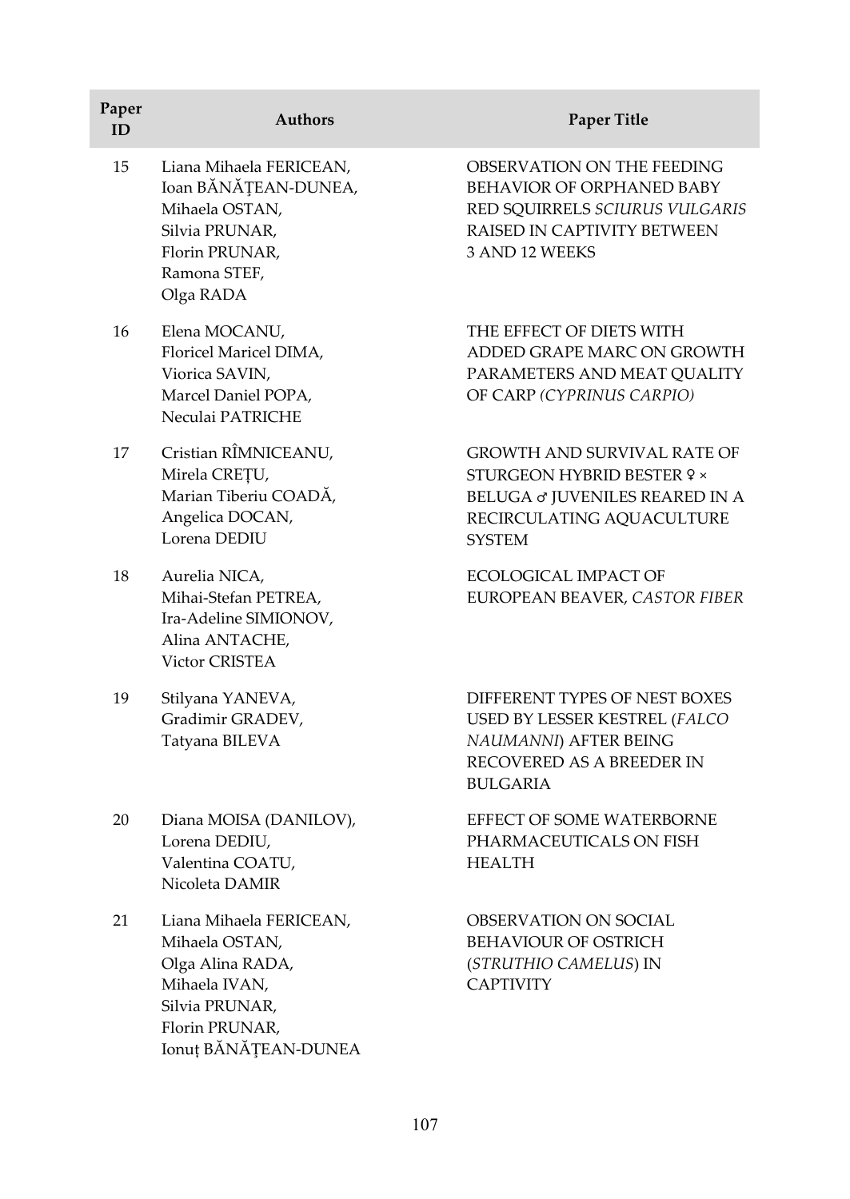| Paper ID | Authors | Paper Title |
| --- | --- | --- |
| 15 | Liana Mihaela FERICEAN, Ioan BĂNĂȚEAN-DUNEA, Mihaela OSTAN, Silvia PRUNAR, Florin PRUNAR, Ramona STEF, Olga RADA | OBSERVATION ON THE FEEDING BEHAVIOR OF ORPHANED BABY RED SQUIRRELS *SCIURUS VULGARIS* RAISED IN CAPTIVITY BETWEEN 3 AND 12 WEEKS |
| 16 | Elena MOCANU, Floricel Maricel DIMA, Viorica SAVIN, Marcel Daniel POPA, Neculai PATRICHE | THE EFFECT OF DIETS WITH ADDED GRAPE MARC ON GROWTH PARAMETERS AND MEAT QUALITY OF CARP *(CYPRINUS CARPIO)* |
| 17 | Cristian RÎMNICEANU, Mirela CREȚU, Marian Tiberiu COADĂ, Angelica DOCAN, Lorena DEDIU | GROWTH AND SURVIVAL RATE OF STURGEON HYBRID BESTER ♀ × BELUGA ♂ JUVENILES REARED IN A RECIRCULATING AQUACULTURE SYSTEM |
| 18 | Aurelia NICA, Mihai-Stefan PETREA, Ira-Adeline SIMIONOV, Alina ANTACHE, Victor CRISTEA | ECOLOGICAL IMPACT OF EUROPEAN BEAVER, *CASTOR FIBER* |
| 19 | Stilyana YANEVA, Gradimir GRADEV, Tatyana BILEVA | DIFFERENT TYPES OF NEST BOXES USED BY LESSER KESTREL (*FALCO NAUMANNI*) AFTER BEING RECOVERED AS A BREEDER IN BULGARIA |
| 20 | Diana MOISA (DANILOV), Lorena DEDIU, Valentina COATU, Nicoleta DAMIR | EFFECT OF SOME WATERBORNE PHARMACEUTICALS ON FISH HEALTH |
| 21 | Liana Mihaela FERICEAN, Mihaela OSTAN, Olga Alina RADA, Mihaela IVAN, Silvia PRUNAR, Florin PRUNAR, Ionuț BĂNĂȚEAN-DUNEA | OBSERVATION ON SOCIAL BEHAVIOUR OF OSTRICH (*STRUTHIO CAMELUS*) IN CAPTIVITY |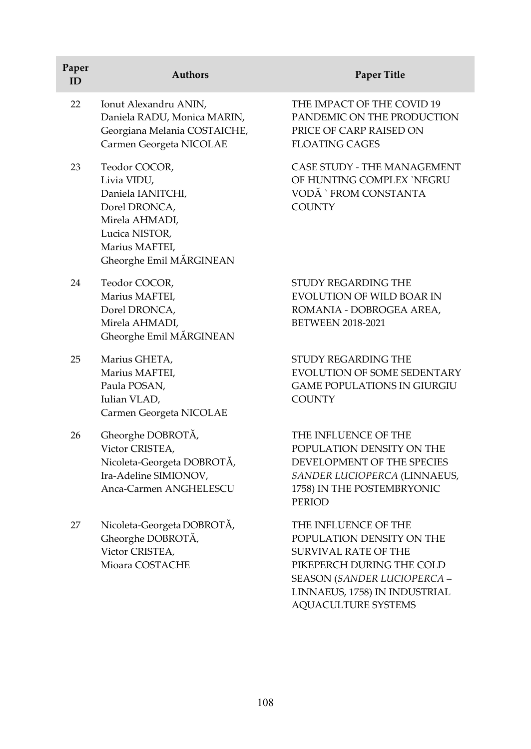| Paper ID | Authors | Paper Title |
|---|---|---|
| 22 | Ionut Alexandru ANIN, Daniela RADU, Monica MARIN, Georgiana Melania COSTAICHE, Carmen Georgeta NICOLAE | THE IMPACT OF THE COVID 19 PANDEMIC ON THE PRODUCTION PRICE OF CARP RAISED ON FLOATING CAGES |
| 23 | Teodor COCOR, Livia VIDU, Daniela IANITCHI, Dorel DRONCA, Mirela AHMADI, Lucica NISTOR, Marius MAFTEI, Gheorghe Emil MĂRGINEAN | CASE STUDY - THE MANAGEMENT OF HUNTING COMPLEX `NEGRU VODĂ ` FROM CONSTANTA COUNTY |
| 24 | Teodor COCOR, Marius MAFTEI, Dorel DRONCA, Mirela AHMADI, Gheorghe Emil MĂRGINEAN | STUDY REGARDING THE EVOLUTION OF WILD BOAR IN ROMANIA - DOBROGEA AREA, BETWEEN 2018-2021 |
| 25 | Marius GHETA, Marius MAFTEI, Paula POSAN, Iulian VLAD, Carmen Georgeta NICOLAE | STUDY REGARDING THE EVOLUTION OF SOME SEDENTARY GAME POPULATIONS IN GIURGIU COUNTY |
| 26 | Gheorghe DOBROTĂ, Victor CRISTEA, Nicoleta-Georgeta DOBROTĂ, Ira-Adeline SIMIONOV, Anca-Carmen ANGHELESCU | THE INFLUENCE OF THE POPULATION DENSITY ON THE DEVELOPMENT OF THE SPECIES *SANDER LUCIOPERCA* (LINNAEUS, 1758) IN THE POSTEMBRYONIC PERIOD |
| 27 | Nicoleta-Georgeta DOBROTĂ, Gheorghe DOBROTĂ, Victor CRISTEA, Mioara COSTACHE | THE INFLUENCE OF THE POPULATION DENSITY ON THE SURVIVAL RATE OF THE PIKEPERCH DURING THE COLD SEASON (*SANDER LUCIOPERCA* – LINNAEUS, 1758) IN INDUSTRIAL AQUACULTURE SYSTEMS |